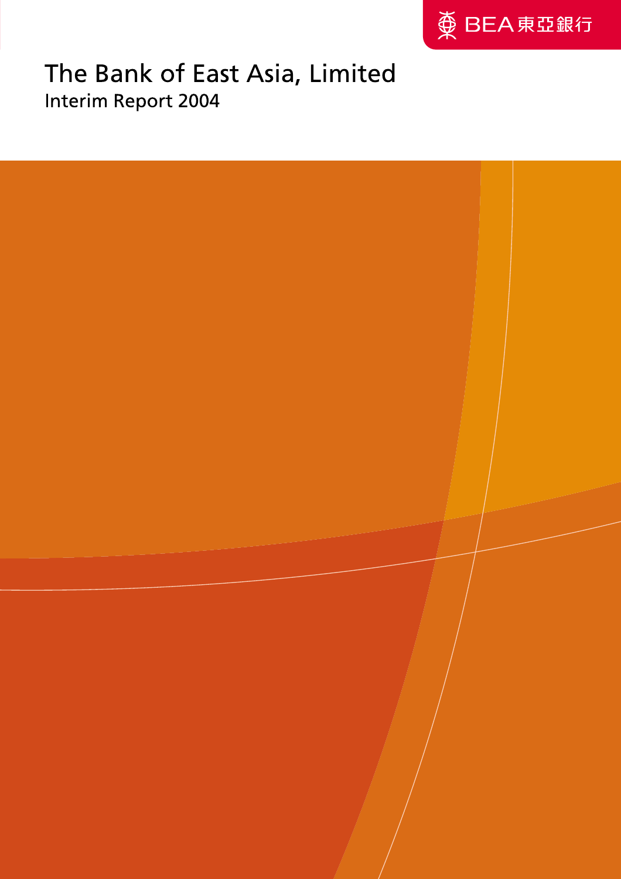BEA 東亞銀行

# The Bank of East Asia, Limited

Interim Report 2004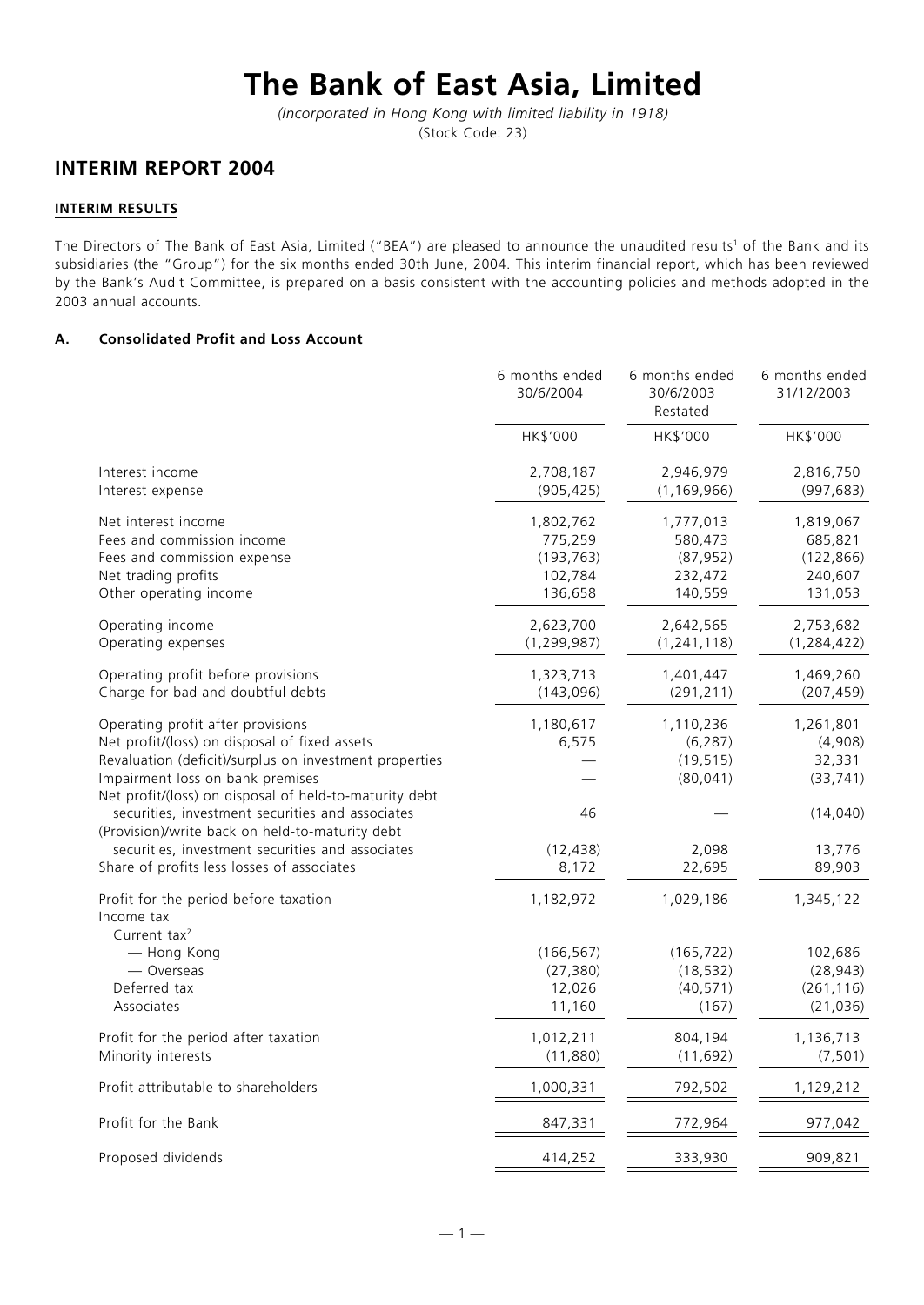# The Bank of East Asia, Limited

*(Incorporated in Hong Kong with limited liability in 1918)*
(Stock Code: 23)

## INTERIM REPORT 2004

### INTERIM RESULTS

The Directors of The Bank of East Asia, Limited ("BEA") are pleased to announce the unaudited results[1] of the Bank and its subsidiaries (the "Group") for the six months ended 30th June, 2004. This interim financial report, which has been reviewed by the Bank's Audit Committee, is prepared on a basis consistent with the accounting policies and methods adopted in the 2003 annual accounts.

#### A. Consolidated Profit and Loss Account

| | 6 months ended 30/6/2004 | 6 months ended 30/6/2003 Restated | 6 months ended 31/12/2003 |
|---|---|---|---|
| | HK$'000 | HK$'000 | HK$'000 |
| Interest income | 2,708,187 | 2,946,979 | 2,816,750 |
| Interest expense | (905,425) | (1,169,966) | (997,683) |
| Net interest income | 1,802,762 | 1,777,013 | 1,819,067 |
| Fees and commission income | 775,259 | 580,473 | 685,821 |
| Fees and commission expense | (193,763) | (87,952) | (122,866) |
| Net trading profits | 102,784 | 232,472 | 240,607 |
| Other operating income | 136,658 | 140,559 | 131,053 |
| Operating income | 2,623,700 | 2,642,565 | 2,753,682 |
| Operating expenses | (1,299,987) | (1,241,118) | (1,284,422) |
| Operating profit before provisions | 1,323,713 | 1,401,447 | 1,469,260 |
| Charge for bad and doubtful debts | (143,096) | (291,211) | (207,459) |
| Operating profit after provisions | 1,180,617 | 1,110,236 | 1,261,801 |
| Net profit/(loss) on disposal of fixed assets | 6,575 | (6,287) | (4,908) |
| Revaluation (deficit)/surplus on investment properties | — | (19,515) | 32,331 |
| Impairment loss on bank premises | — | (80,041) | (33,741) |
| Net profit/(loss) on disposal of held-to-maturity debt securities, investment securities and associates | 46 | — | (14,040) |
| (Provision)/write back on held-to-maturity debt securities, investment securities and associates | (12,438) | 2,098 | 13,776 |
| Share of profits less losses of associates | 8,172 | 22,695 | 89,903 |
| Profit for the period before taxation | 1,182,972 | 1,029,186 | 1,345,122 |
| Income tax | | | |
| Current tax[2] | | | |
| — Hong Kong | (166,567) | (165,722) | 102,686 |
| — Overseas | (27,380) | (18,532) | (28,943) |
| Deferred tax | 12,026 | (40,571) | (261,116) |
| Associates | 11,160 | (167) | (21,036) |
| Profit for the period after taxation | 1,012,211 | 804,194 | 1,136,713 |
| Minority interests | (11,880) | (11,692) | (7,501) |
| Profit attributable to shareholders | 1,000,331 | 792,502 | 1,129,212 |
| Profit for the Bank | 847,331 | 772,964 | 977,042 |
| Proposed dividends | 414,252 | 333,930 | 909,821 |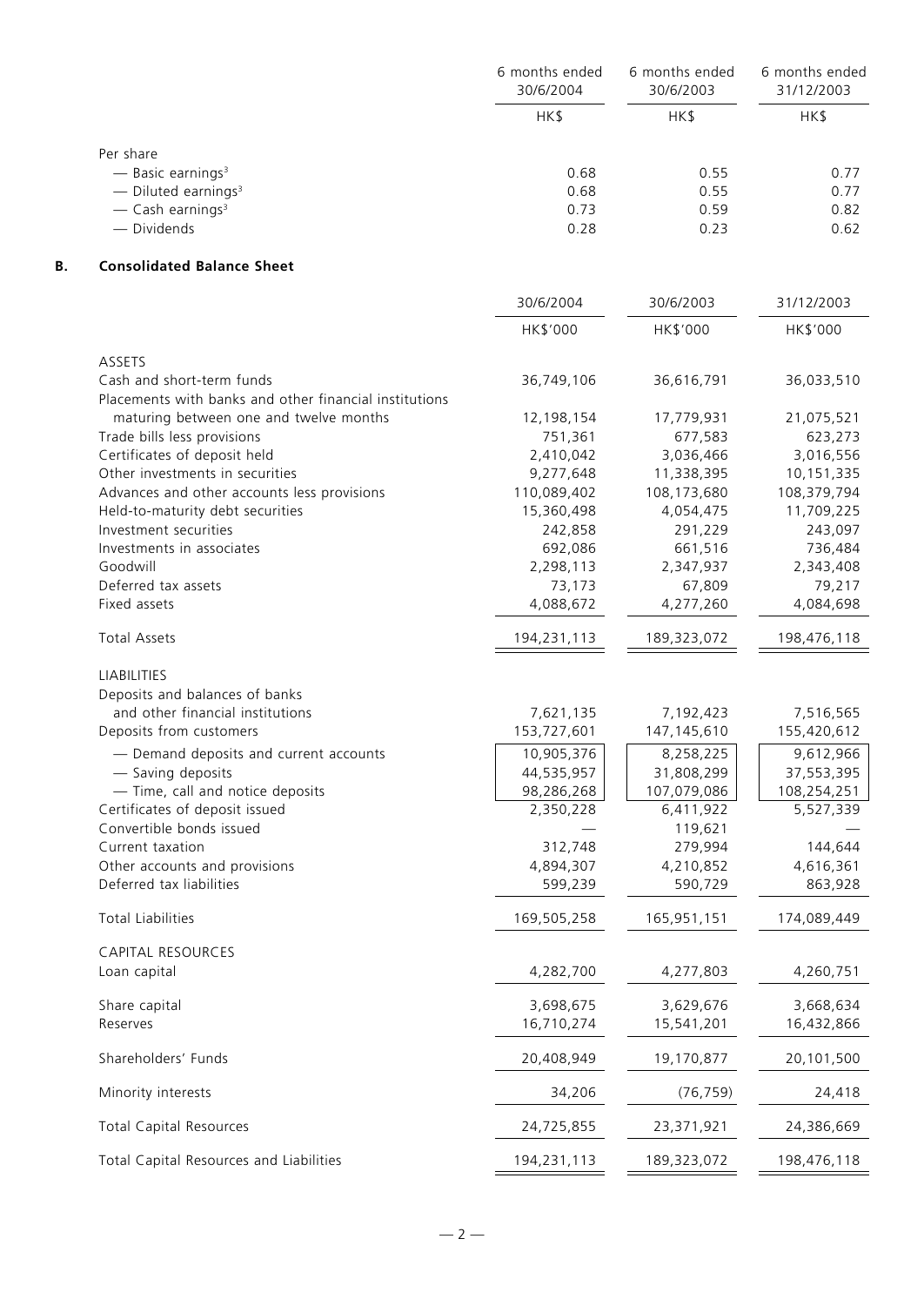| | 6 months ended 30/6/2004 | 6 months ended 30/6/2003 | 6 months ended 31/12/2003 |
|---|---|---|---|
| | HK$ | HK$ | HK$ |
| Per share | | | |
| — Basic earnings[3] | 0.68 | 0.55 | 0.77 |
| — Diluted earnings[3] | 0.68 | 0.55 | 0.77 |
| — Cash earnings[3] | 0.73 | 0.59 | 0.82 |
| — Dividends | 0.28 | 0.23 | 0.62 |

## B. Consolidated Balance Sheet

| | 30/6/2004 | 30/6/2003 | 31/12/2003 |
|---|---|---|---|
| | HK$'000 | HK$'000 | HK$'000 |
| ASSETS | | | |
| Cash and short-term funds | 36,749,106 | 36,616,791 | 36,033,510 |
| Placements with banks and other financial institutions maturing between one and twelve months | 12,198,154 | 17,779,931 | 21,075,521 |
| Trade bills less provisions | 751,361 | 677,583 | 623,273 |
| Certificates of deposit held | 2,410,042 | 3,036,466 | 3,016,556 |
| Other investments in securities | 9,277,648 | 11,338,395 | 10,151,335 |
| Advances and other accounts less provisions | 110,089,402 | 108,173,680 | 108,379,794 |
| Held-to-maturity debt securities | 15,360,498 | 4,054,475 | 11,709,225 |
| Investment securities | 242,858 | 291,229 | 243,097 |
| Investments in associates | 692,086 | 661,516 | 736,484 |
| Goodwill | 2,298,113 | 2,347,937 | 2,343,408 |
| Deferred tax assets | 73,173 | 67,809 | 79,217 |
| Fixed assets | 4,088,672 | 4,277,260 | 4,084,698 |
| Total Assets | 194,231,113 | 189,323,072 | 198,476,118 |
| LIABILITIES | | | |
| Deposits and balances of banks and other financial institutions | 7,621,135 | 7,192,423 | 7,516,565 |
| Deposits from customers | 153,727,601 | 147,145,610 | 155,420,612 |
| — Demand deposits and current accounts | 10,905,376 | 8,258,225 | 9,612,966 |
| — Saving deposits | 44,535,957 | 31,808,299 | 37,553,395 |
| — Time, call and notice deposits | 98,286,268 | 107,079,086 | 108,254,251 |
| Certificates of deposit issued | 2,350,228 | 6,411,922 | 5,527,339 |
| Convertible bonds issued | — | 119,621 | — |
| Current taxation | 312,748 | 279,994 | 144,644 |
| Other accounts and provisions | 4,894,307 | 4,210,852 | 4,616,361 |
| Deferred tax liabilities | 599,239 | 590,729 | 863,928 |
| Total Liabilities | 169,505,258 | 165,951,151 | 174,089,449 |
| CAPITAL RESOURCES | | | |
| Loan capital | 4,282,700 | 4,277,803 | 4,260,751 |
| Share capital | 3,698,675 | 3,629,676 | 3,668,634 |
| Reserves | 16,710,274 | 15,541,201 | 16,432,866 |
| Shareholders' Funds | 20,408,949 | 19,170,877 | 20,101,500 |
| Minority interests | 34,206 | (76,759) | 24,418 |
| Total Capital Resources | 24,725,855 | 23,371,921 | 24,386,669 |
| Total Capital Resources and Liabilities | 194,231,113 | 189,323,072 | 198,476,118 |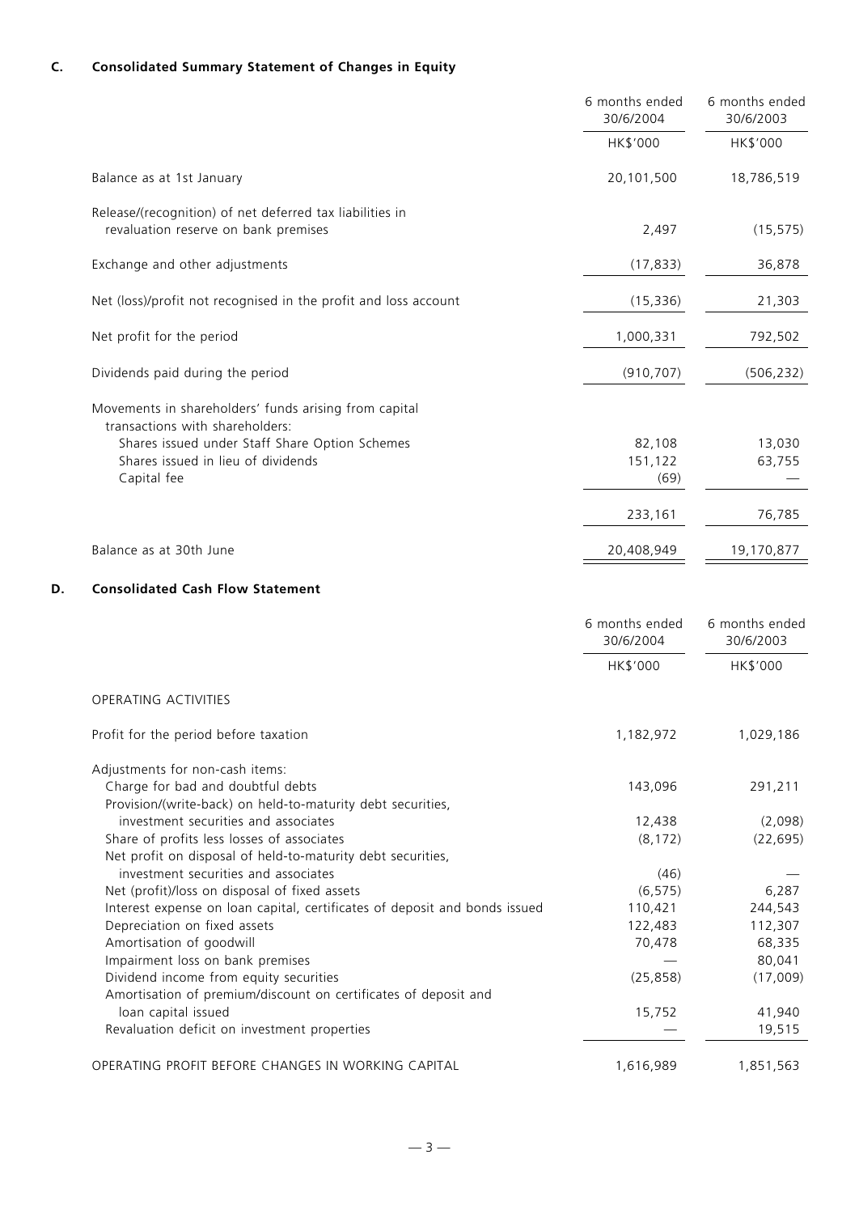## C. Consolidated Summary Statement of Changes in Equity

| | 6 months ended 30/6/2004 | 6 months ended 30/6/2003 |
|---|---|---|
| | HK$'000 | HK$'000 |
| Balance as at 1st January | 20,101,500 | 18,786,519 |
| Release/(recognition) of net deferred tax liabilities in revaluation reserve on bank premises | 2,497 | (15,575) |
| Exchange and other adjustments | (17,833) | 36,878 |
| Net (loss)/profit not recognised in the profit and loss account | (15,336) | 21,303 |
| Net profit for the period | 1,000,331 | 792,502 |
| Dividends paid during the period | (910,707) | (506,232) |
| Movements in shareholders' funds arising from capital transactions with shareholders: | | |
| Shares issued under Staff Share Option Schemes | 82,108 | 13,030 |
| Shares issued in lieu of dividends | 151,122 | 63,755 |
| Capital fee | (69) | — |
| | 233,161 | 76,785 |
| Balance as at 30th June | 20,408,949 | 19,170,877 |

## D. Consolidated Cash Flow Statement

| | 6 months ended 30/6/2004 | 6 months ended 30/6/2003 |
|---|---|---|
| | HK$'000 | HK$'000 |
| OPERATING ACTIVITIES | | |
| Profit for the period before taxation | 1,182,972 | 1,029,186 |
| Adjustments for non-cash items: | | |
| Charge for bad and doubtful debts | 143,096 | 291,211 |
| Provision/(write-back) on held-to-maturity debt securities, investment securities and associates | 12,438 | (2,098) |
| Share of profits less losses of associates | (8,172) | (22,695) |
| Net profit on disposal of held-to-maturity debt securities, investment securities and associates | (46) | — |
| Net (profit)/loss on disposal of fixed assets | (6,575) | 6,287 |
| Interest expense on loan capital, certificates of deposit and bonds issued | 110,421 | 244,543 |
| Depreciation on fixed assets | 122,483 | 112,307 |
| Amortisation of goodwill | 70,478 | 68,335 |
| Impairment loss on bank premises | — | 80,041 |
| Dividend income from equity securities | (25,858) | (17,009) |
| Amortisation of premium/discount on certificates of deposit and loan capital issued | 15,752 | 41,940 |
| Revaluation deficit on investment properties | — | 19,515 |
| OPERATING PROFIT BEFORE CHANGES IN WORKING CAPITAL | 1,616,989 | 1,851,563 |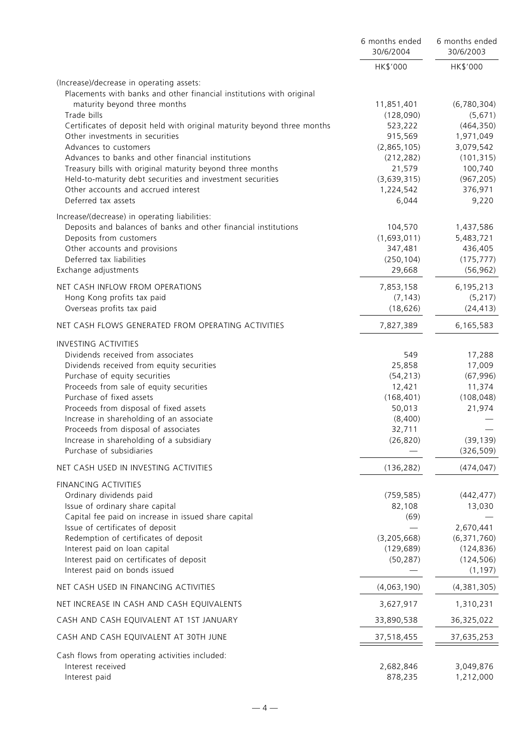| | 6 months ended 30/6/2004 | 6 months ended 30/6/2003 |
|---|---|---|
| | HK$'000 | HK$'000 |
| (Increase)/decrease in operating assets: | | |
| Placements with banks and other financial institutions with original maturity beyond three months | 11,851,401 | (6,780,304) |
| Trade bills | (128,090) | (5,671) |
| Certificates of deposit held with original maturity beyond three months | 523,222 | (464,350) |
| Other investments in securities | 915,569 | 1,971,049 |
| Advances to customers | (2,865,105) | 3,079,542 |
| Advances to banks and other financial institutions | (212,282) | (101,315) |
| Treasury bills with original maturity beyond three months | 21,579 | 100,740 |
| Held-to-maturity debt securities and investment securities | (3,639,315) | (967,205) |
| Other accounts and accrued interest | 1,224,542 | 376,971 |
| Deferred tax assets | 6,044 | 9,220 |
| Increase/(decrease) in operating liabilities: | | |
| Deposits and balances of banks and other financial institutions | 104,570 | 1,437,586 |
| Deposits from customers | (1,693,011) | 5,483,721 |
| Other accounts and provisions | 347,481 | 436,405 |
| Deferred tax liabilities | (250,104) | (175,777) |
| Exchange adjustments | 29,668 | (56,962) |
| NET CASH INFLOW FROM OPERATIONS | 7,853,158 | 6,195,213 |
| Hong Kong profits tax paid | (7,143) | (5,217) |
| Overseas profits tax paid | (18,626) | (24,413) |
| NET CASH FLOWS GENERATED FROM OPERATING ACTIVITIES | 7,827,389 | 6,165,583 |
| INVESTING ACTIVITIES | | |
| Dividends received from associates | 549 | 17,288 |
| Dividends received from equity securities | 25,858 | 17,009 |
| Purchase of equity securities | (54,213) | (67,996) |
| Proceeds from sale of equity securities | 12,421 | 11,374 |
| Purchase of fixed assets | (168,401) | (108,048) |
| Proceeds from disposal of fixed assets | 50,013 | 21,974 |
| Increase in shareholding of an associate | (8,400) | — |
| Proceeds from disposal of associates | 32,711 | — |
| Increase in shareholding of a subsidiary | (26,820) | (39,139) |
| Purchase of subsidiaries | — | (326,509) |
| NET CASH USED IN INVESTING ACTIVITIES | (136,282) | (474,047) |
| FINANCING ACTIVITIES | | |
| Ordinary dividends paid | (759,585) | (442,477) |
| Issue of ordinary share capital | 82,108 | 13,030 |
| Capital fee paid on increase in issued share capital | (69) | — |
| Issue of certificates of deposit | — | 2,670,441 |
| Redemption of certificates of deposit | (3,205,668) | (6,371,760) |
| Interest paid on loan capital | (129,689) | (124,836) |
| Interest paid on certificates of deposit | (50,287) | (124,506) |
| Interest paid on bonds issued | — | (1,197) |
| NET CASH USED IN FINANCING ACTIVITIES | (4,063,190) | (4,381,305) |
| NET INCREASE IN CASH AND CASH EQUIVALENTS | 3,627,917 | 1,310,231 |
| CASH AND CASH EQUIVALENT AT 1ST JANUARY | 33,890,538 | 36,325,022 |
| CASH AND CASH EQUIVALENT AT 30TH JUNE | 37,518,455 | 37,635,253 |
| Cash flows from operating activities included: | | |
| Interest received | 2,682,846 | 3,049,876 |
| Interest paid | 878,235 | 1,212,000 |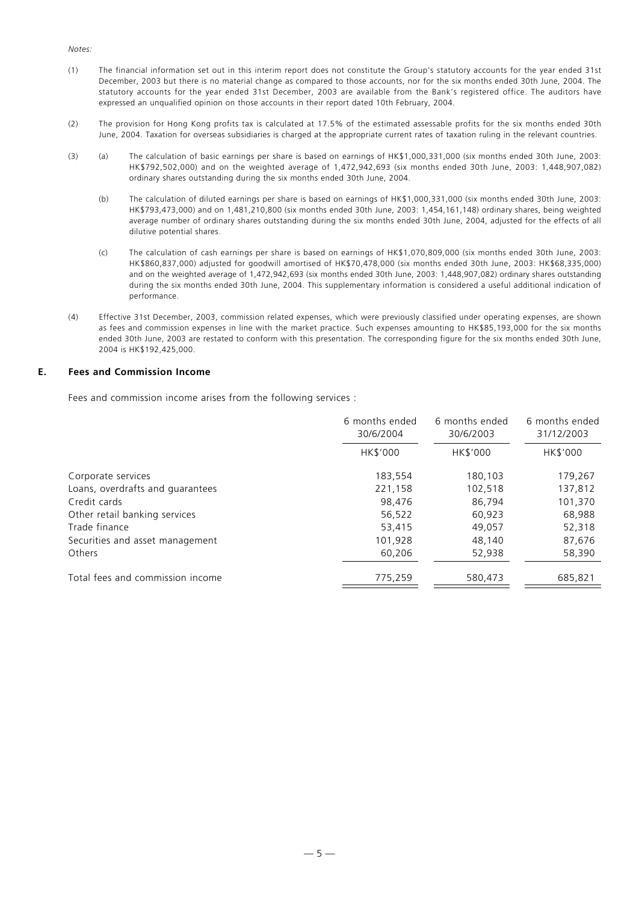*Notes:*

(1) The financial information set out in this interim report does not constitute the Group's statutory accounts for the year ended 31st December, 2003 but there is no material change as compared to those accounts, nor for the six months ended 30th June, 2004. The statutory accounts for the year ended 31st December, 2003 are available from the Bank's registered office. The auditors have expressed an unqualified opinion on those accounts in their report dated 10th February, 2004.

(2) The provision for Hong Kong profits tax is calculated at 17.5% of the estimated assessable profits for the six months ended 30th June, 2004. Taxation for overseas subsidiaries is charged at the appropriate current rates of taxation ruling in the relevant countries.

(3) (a) The calculation of basic earnings per share is based on earnings of HK$1,000,331,000 (six months ended 30th June, 2003: HK$792,502,000) and on the weighted average of 1,472,942,693 (six months ended 30th June, 2003: 1,448,907,082) ordinary shares outstanding during the six months ended 30th June, 2004.

(b) The calculation of diluted earnings per share is based on earnings of HK$1,000,331,000 (six months ended 30th June, 2003: HK$793,473,000) and on 1,481,210,800 (six months ended 30th June, 2003: 1,454,161,148) ordinary shares, being weighted average number of ordinary shares outstanding during the six months ended 30th June, 2004, adjusted for the effects of all dilutive potential shares.

(c) The calculation of cash earnings per share is based on earnings of HK$1,070,809,000 (six months ended 30th June, 2003: HK$860,837,000) adjusted for goodwill amortised of HK$70,478,000 (six months ended 30th June, 2003: HK$68,335,000) and on the weighted average of 1,472,942,693 (six months ended 30th June, 2003: 1,448,907,082) ordinary shares outstanding during the six months ended 30th June, 2004. This supplementary information is considered a useful additional indication of performance.

(4) Effective 31st December, 2003, commission related expenses, which were previously classified under operating expenses, are shown as fees and commission expenses in line with the market practice. Such expenses amounting to HK$85,193,000 for the six months ended 30th June, 2003 are restated to conform with this presentation. The corresponding figure for the six months ended 30th June, 2004 is HK$192,425,000.

## E. Fees and Commission Income

Fees and commission income arises from the following services :

| | 6 months ended 30/6/2004 | 6 months ended 30/6/2003 | 6 months ended 31/12/2003 |
|---|---|---|---|
| | HK$'000 | HK$'000 | HK$'000 |
| Corporate services | 183,554 | 180,103 | 179,267 |
| Loans, overdrafts and guarantees | 221,158 | 102,518 | 137,812 |
| Credit cards | 98,476 | 86,794 | 101,370 |
| Other retail banking services | 56,522 | 60,923 | 68,988 |
| Trade finance | 53,415 | 49,057 | 52,318 |
| Securities and asset management | 101,928 | 48,140 | 87,676 |
| Others | 60,206 | 52,938 | 58,390 |
| Total fees and commission income | 775,259 | 580,473 | 685,821 |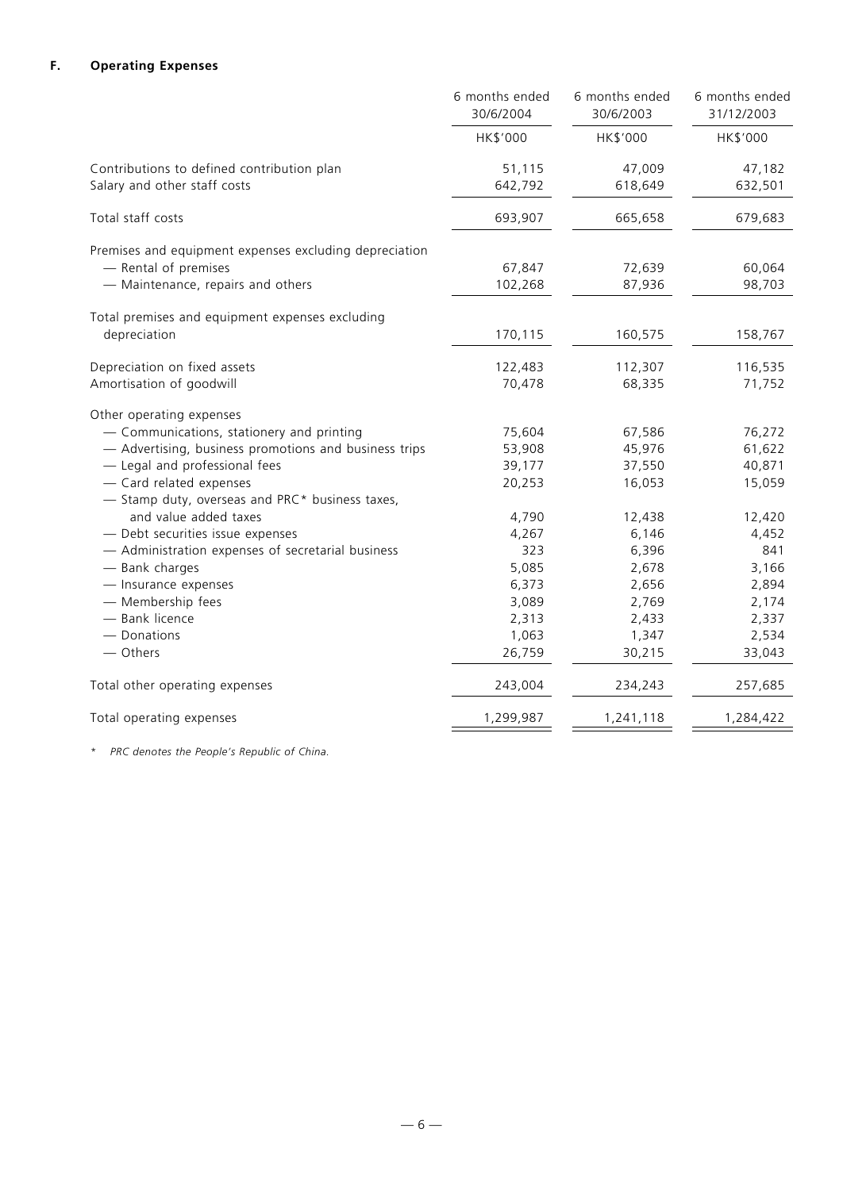### F. Operating Expenses

| | 6 months ended 30/6/2004 | 6 months ended 30/6/2003 | 6 months ended 31/12/2003 |
|---|---|---|---|
| | HK$'000 | HK$'000 | HK$'000 |
| Contributions to defined contribution plan | 51,115 | 47,009 | 47,182 |
| Salary and other staff costs | 642,792 | 618,649 | 632,501 |
| Total staff costs | 693,907 | 665,658 | 679,683 |
| Premises and equipment expenses excluding depreciation | | | |
| — Rental of premises | 67,847 | 72,639 | 60,064 |
| — Maintenance, repairs and others | 102,268 | 87,936 | 98,703 |
| Total premises and equipment expenses excluding depreciation | 170,115 | 160,575 | 158,767 |
| Depreciation on fixed assets | 122,483 | 112,307 | 116,535 |
| Amortisation of goodwill | 70,478 | 68,335 | 71,752 |
| Other operating expenses | | | |
| — Communications, stationery and printing | 75,604 | 67,586 | 76,272 |
| — Advertising, business promotions and business trips | 53,908 | 45,976 | 61,622 |
| — Legal and professional fees | 39,177 | 37,550 | 40,871 |
| — Card related expenses | 20,253 | 16,053 | 15,059 |
| — Stamp duty, overseas and PRC* business taxes, and value added taxes | 4,790 | 12,438 | 12,420 |
| — Debt securities issue expenses | 4,267 | 6,146 | 4,452 |
| — Administration expenses of secretarial business | 323 | 6,396 | 841 |
| — Bank charges | 5,085 | 2,678 | 3,166 |
| — Insurance expenses | 6,373 | 2,656 | 2,894 |
| — Membership fees | 3,089 | 2,769 | 2,174 |
| — Bank licence | 2,313 | 2,433 | 2,337 |
| — Donations | 1,063 | 1,347 | 2,534 |
| — Others | 26,759 | 30,215 | 33,043 |
| Total other operating expenses | 243,004 | 234,243 | 257,685 |
| Total operating expenses | 1,299,987 | 1,241,118 | 1,284,422 |

* *PRC denotes the People's Republic of China.*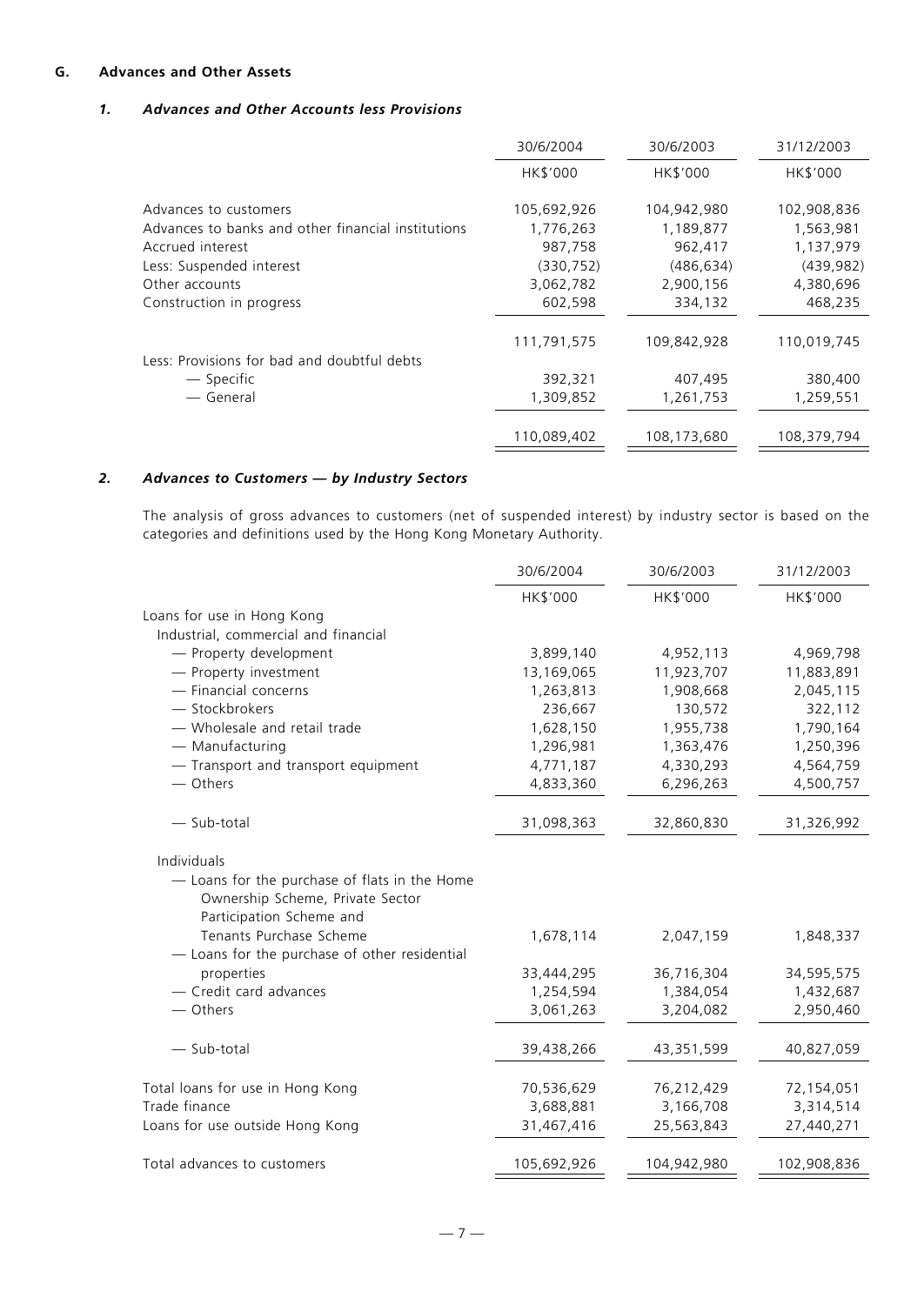## G. Advances and Other Assets

### *1. Advances and Other Accounts less Provisions*

| | 30/6/2004 | 30/6/2003 | 31/12/2003 |
|---|---|---|---|
| | HK$'000 | HK$'000 | HK$'000 |
| Advances to customers | 105,692,926 | 104,942,980 | 102,908,836 |
| Advances to banks and other financial institutions | 1,776,263 | 1,189,877 | 1,563,981 |
| Accrued interest | 987,758 | 962,417 | 1,137,979 |
| Less: Suspended interest | (330,752) | (486,634) | (439,982) |
| Other accounts | 3,062,782 | 2,900,156 | 4,380,696 |
| Construction in progress | 602,598 | 334,132 | 468,235 |
| | 111,791,575 | 109,842,928 | 110,019,745 |
| Less: Provisions for bad and doubtful debts | | | |
| — Specific | 392,321 | 407,495 | 380,400 |
| — General | 1,309,852 | 1,261,753 | 1,259,551 |
| | 110,089,402 | 108,173,680 | 108,379,794 |

### *2. Advances to Customers — by Industry Sectors*

The analysis of gross advances to customers (net of suspended interest) by industry sector is based on the categories and definitions used by the Hong Kong Monetary Authority.

| | 30/6/2004 | 30/6/2003 | 31/12/2003 |
|---|---|---|---|
| | HK$'000 | HK$'000 | HK$'000 |
| Loans for use in Hong Kong | | | |
| Industrial, commercial and financial | | | |
| — Property development | 3,899,140 | 4,952,113 | 4,969,798 |
| — Property investment | 13,169,065 | 11,923,707 | 11,883,891 |
| — Financial concerns | 1,263,813 | 1,908,668 | 2,045,115 |
| — Stockbrokers | 236,667 | 130,572 | 322,112 |
| — Wholesale and retail trade | 1,628,150 | 1,955,738 | 1,790,164 |
| — Manufacturing | 1,296,981 | 1,363,476 | 1,250,396 |
| — Transport and transport equipment | 4,771,187 | 4,330,293 | 4,564,759 |
| — Others | 4,833,360 | 6,296,263 | 4,500,757 |
| — Sub-total | 31,098,363 | 32,860,830 | 31,326,992 |
| Individuals | | | |
| — Loans for the purchase of flats in the Home Ownership Scheme, Private Sector Participation Scheme and Tenants Purchase Scheme | 1,678,114 | 2,047,159 | 1,848,337 |
| — Loans for the purchase of other residential properties | 33,444,295 | 36,716,304 | 34,595,575 |
| — Credit card advances | 1,254,594 | 1,384,054 | 1,432,687 |
| — Others | 3,061,263 | 3,204,082 | 2,950,460 |
| — Sub-total | 39,438,266 | 43,351,599 | 40,827,059 |
| Total loans for use in Hong Kong | 70,536,629 | 76,212,429 | 72,154,051 |
| Trade finance | 3,688,881 | 3,166,708 | 3,314,514 |
| Loans for use outside Hong Kong | 31,467,416 | 25,563,843 | 27,440,271 |
| Total advances to customers | 105,692,926 | 104,942,980 | 102,908,836 |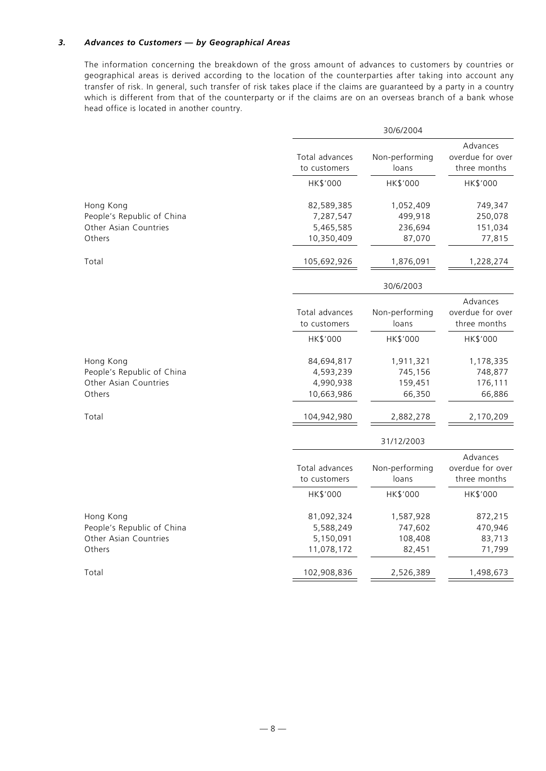### *3. Advances to Customers — by Geographical Areas*

The information concerning the breakdown of the gross amount of advances to customers by countries or geographical areas is derived according to the location of the counterparties after taking into account any transfer of risk. In general, such transfer of risk takes place if the claims are guaranteed by a party in a country which is different from that of the counterparty or if the claims are on an overseas branch of a bank whose head office is located in another country.

| | 30/6/2004 | | |
|---|---|---|---|
| | Total advances to customers | Non-performing loans | Advances overdue for over three months |
| | HK$'000 | HK$'000 | HK$'000 |
| Hong Kong | 82,589,385 | 1,052,409 | 749,347 |
| People's Republic of China | 7,287,547 | 499,918 | 250,078 |
| Other Asian Countries | 5,465,585 | 236,694 | 151,034 |
| Others | 10,350,409 | 87,070 | 77,815 |
| Total | 105,692,926 | 1,876,091 | 1,228,274 |

| | 30/6/2003 | | |
|---|---|---|---|
| | Total advances to customers | Non-performing loans | Advances overdue for over three months |
| | HK$'000 | HK$'000 | HK$'000 |
| Hong Kong | 84,694,817 | 1,911,321 | 1,178,335 |
| People's Republic of China | 4,593,239 | 745,156 | 748,877 |
| Other Asian Countries | 4,990,938 | 159,451 | 176,111 |
| Others | 10,663,986 | 66,350 | 66,886 |
| Total | 104,942,980 | 2,882,278 | 2,170,209 |

| | 31/12/2003 | | |
|---|---|---|---|
| | Total advances to customers | Non-performing loans | Advances overdue for over three months |
| | HK$'000 | HK$'000 | HK$'000 |
| Hong Kong | 81,092,324 | 1,587,928 | 872,215 |
| People's Republic of China | 5,588,249 | 747,602 | 470,946 |
| Other Asian Countries | 5,150,091 | 108,408 | 83,713 |
| Others | 11,078,172 | 82,451 | 71,799 |
| Total | 102,908,836 | 2,526,389 | 1,498,673 |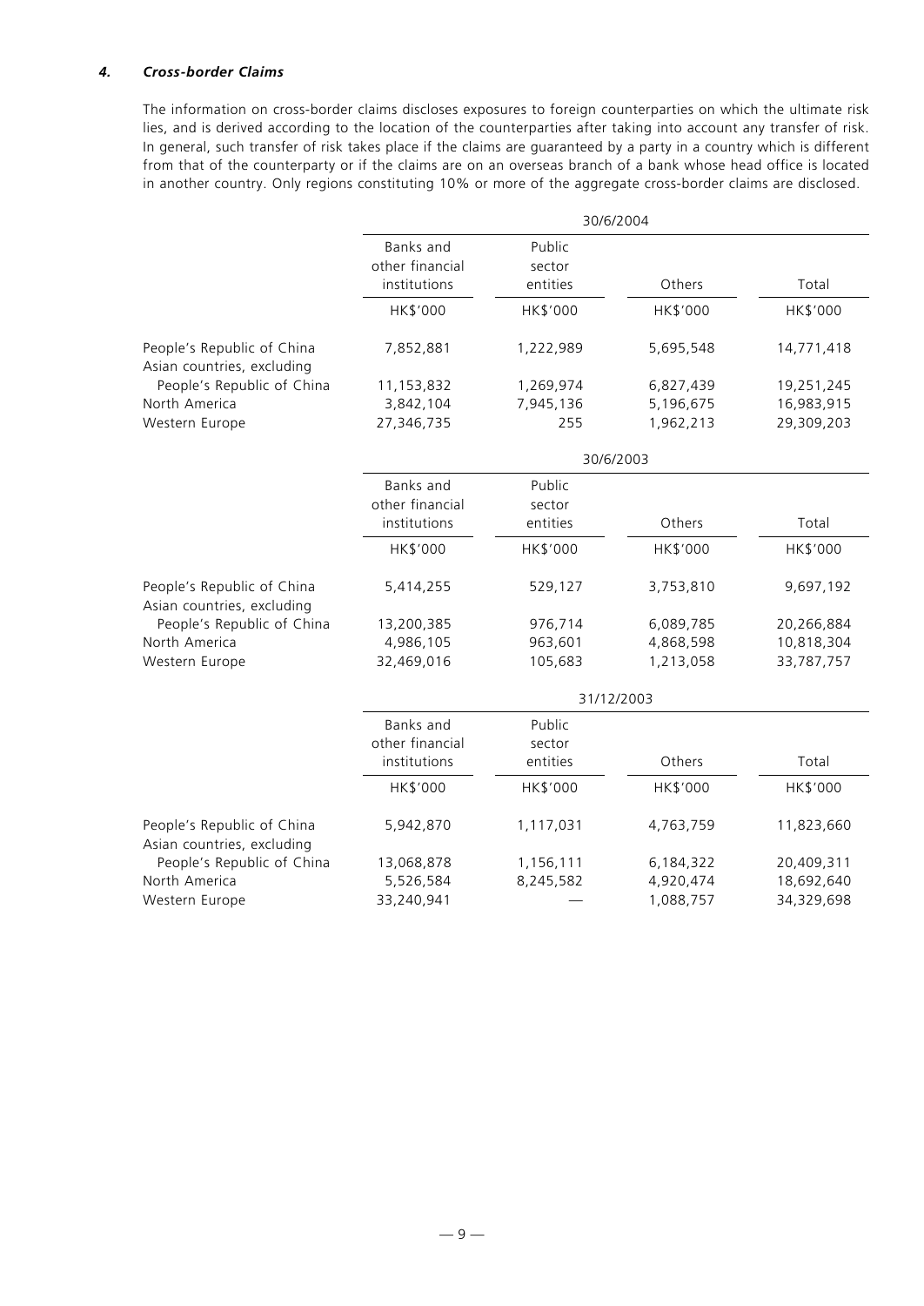#### *4. Cross-border Claims*

The information on cross-border claims discloses exposures to foreign counterparties on which the ultimate risk lies, and is derived according to the location of the counterparties after taking into account any transfer of risk. In general, such transfer of risk takes place if the claims are guaranteed by a party in a country which is different from that of the counterparty or if the claims are on an overseas branch of a bank whose head office is located in another country. Only regions constituting 10% or more of the aggregate cross-border claims are disclosed.

| | 30/6/2004 | | | |
|---|---|---|---|---|
| | Banks and other financial institutions | Public sector entities | Others | Total |
| | HK$'000 | HK$'000 | HK$'000 | HK$'000 |
| People's Republic of China | 7,852,881 | 1,222,989 | 5,695,548 | 14,771,418 |
| Asian countries, excluding People's Republic of China | 11,153,832 | 1,269,974 | 6,827,439 | 19,251,245 |
| North America | 3,842,104 | 7,945,136 | 5,196,675 | 16,983,915 |
| Western Europe | 27,346,735 | 255 | 1,962,213 | 29,309,203 |

| | 30/6/2003 | | | |
|---|---|---|---|---|
| | Banks and other financial institutions | Public sector entities | Others | Total |
| | HK$'000 | HK$'000 | HK$'000 | HK$'000 |
| People's Republic of China | 5,414,255 | 529,127 | 3,753,810 | 9,697,192 |
| Asian countries, excluding People's Republic of China | 13,200,385 | 976,714 | 6,089,785 | 20,266,884 |
| North America | 4,986,105 | 963,601 | 4,868,598 | 10,818,304 |
| Western Europe | 32,469,016 | 105,683 | 1,213,058 | 33,787,757 |

| | 31/12/2003 | | | |
|---|---|---|---|---|
| | Banks and other financial institutions | Public sector entities | Others | Total |
| | HK$'000 | HK$'000 | HK$'000 | HK$'000 |
| People's Republic of China | 5,942,870 | 1,117,031 | 4,763,759 | 11,823,660 |
| Asian countries, excluding People's Republic of China | 13,068,878 | 1,156,111 | 6,184,322 | 20,409,311 |
| North America | 5,526,584 | 8,245,582 | 4,920,474 | 18,692,640 |
| Western Europe | 33,240,941 | — | 1,088,757 | 34,329,698 |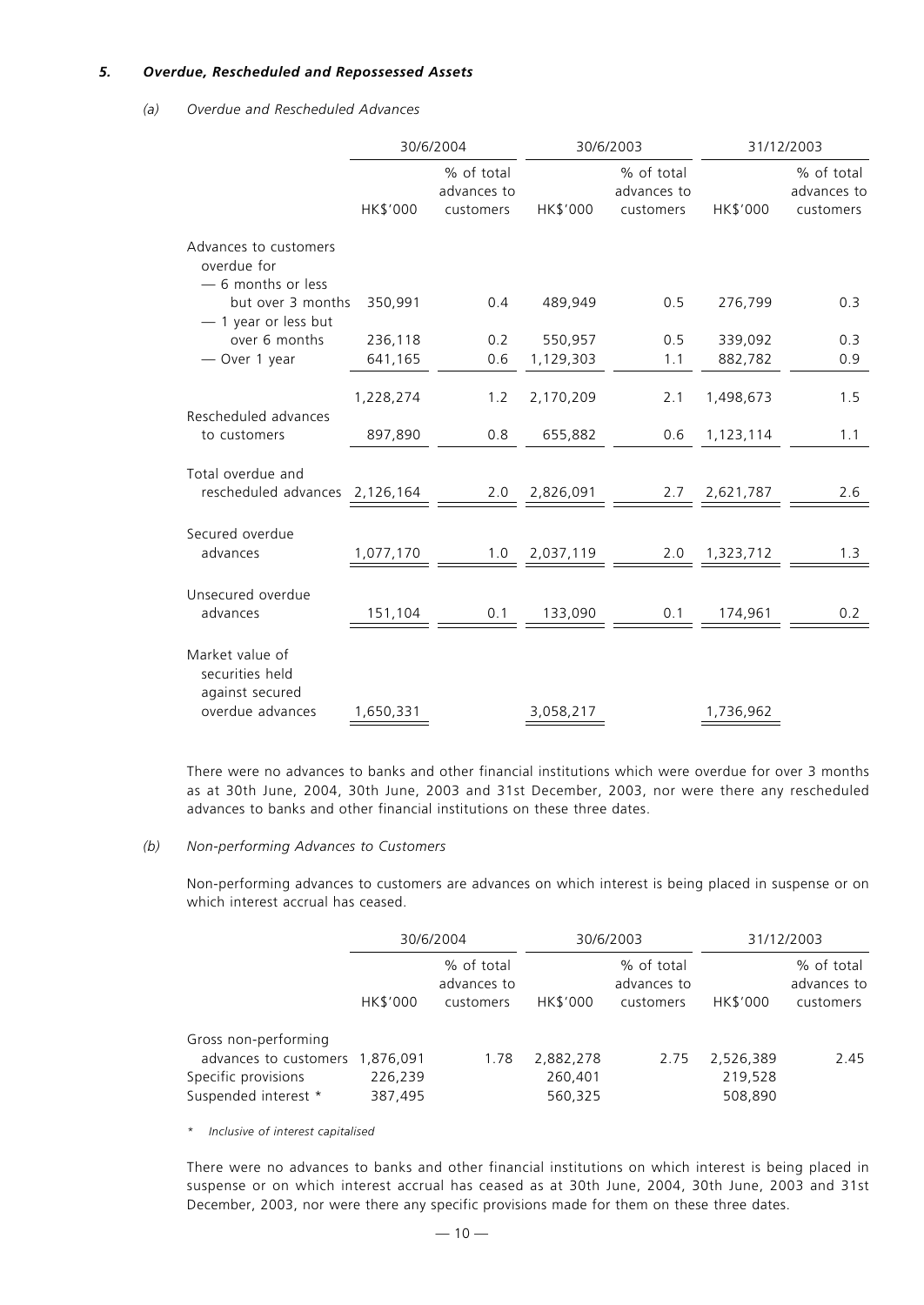### 5. *Overdue, Rescheduled and Repossessed Assets*

#### (a) *Overdue and Rescheduled Advances*

| | 30/6/2004 | | 30/6/2003 | | 31/12/2003 | |
|---|---|---|---|---|---|---|
| | HK$'000 | % of total advances to customers | HK$'000 | % of total advances to customers | HK$'000 | % of total advances to customers |
| Advances to customers overdue for | | | | | | |
| — 6 months or less but over 3 months | 350,991 | 0.4 | 489,949 | 0.5 | 276,799 | 0.3 |
| — 1 year or less but over 6 months | 236,118 | 0.2 | 550,957 | 0.5 | 339,092 | 0.3 |
| — Over 1 year | 641,165 | 0.6 | 1,129,303 | 1.1 | 882,782 | 0.9 |
| | 1,228,274 | 1.2 | 2,170,209 | 2.1 | 1,498,673 | 1.5 |
| Rescheduled advances to customers | 897,890 | 0.8 | 655,882 | 0.6 | 1,123,114 | 1.1 |
| Total overdue and rescheduled advances | 2,126,164 | 2.0 | 2,826,091 | 2.7 | 2,621,787 | 2.6 |
| Secured overdue advances | 1,077,170 | 1.0 | 2,037,119 | 2.0 | 1,323,712 | 1.3 |
| Unsecured overdue advances | 151,104 | 0.1 | 133,090 | 0.1 | 174,961 | 0.2 |
| Market value of securities held against secured overdue advances | 1,650,331 | | 3,058,217 | | 1,736,962 | |

There were no advances to banks and other financial institutions which were overdue for over 3 months as at 30th June, 2004, 30th June, 2003 and 31st December, 2003, nor were there any rescheduled advances to banks and other financial institutions on these three dates.

#### (b) *Non-performing Advances to Customers*

Non-performing advances to customers are advances on which interest is being placed in suspense or on which interest accrual has ceased.

| | 30/6/2004 | | 30/6/2003 | | 31/12/2003 | |
|---|---|---|---|---|---|---|
| | HK$'000 | % of total advances to customers | HK$'000 | % of total advances to customers | HK$'000 | % of total advances to customers |
| Gross non-performing advances to customers | 1,876,091 | 1.78 | 2,882,278 | 2.75 | 2,526,389 | 2.45 |
| Specific provisions | 226,239 | | 260,401 | | 219,528 | |
| Suspended interest * | 387,495 | | 560,325 | | 508,890 | |

\* *Inclusive of interest capitalised*

There were no advances to banks and other financial institutions on which interest is being placed in suspense or on which interest accrual has ceased as at 30th June, 2004, 30th June, 2003 and 31st December, 2003, nor were there any specific provisions made for them on these three dates.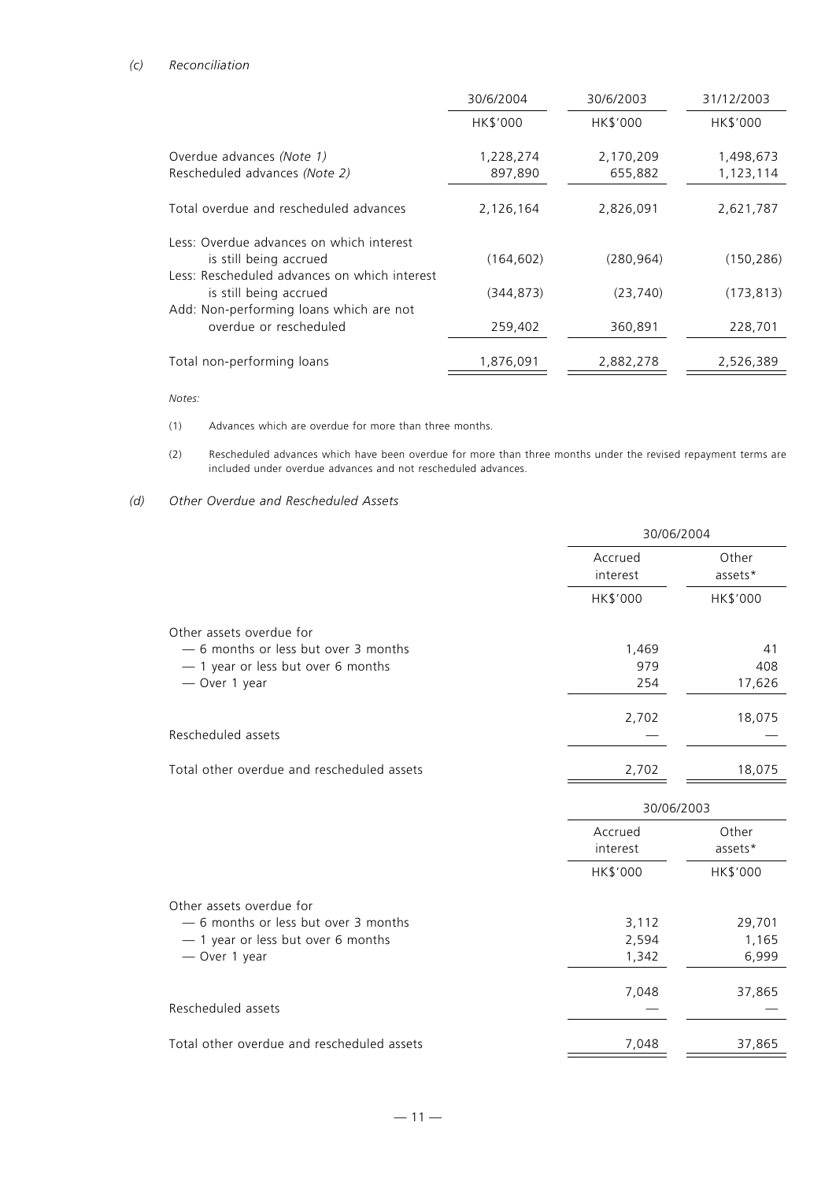*(c) Reconciliation*

| | 30/6/2004 | 30/6/2003 | 31/12/2003 |
|---|---|---|---|
| | HK$'000 | HK$'000 | HK$'000 |
| Overdue advances *(Note 1)* | 1,228,274 | 2,170,209 | 1,498,673 |
| Rescheduled advances *(Note 2)* | 897,890 | 655,882 | 1,123,114 |
| Total overdue and rescheduled advances | 2,126,164 | 2,826,091 | 2,621,787 |
| Less: Overdue advances on which interest is still being accrued | (164,602) | (280,964) | (150,286) |
| Less: Rescheduled advances on which interest is still being accrued | (344,873) | (23,740) | (173,813) |
| Add: Non-performing loans which are not overdue or rescheduled | 259,402 | 360,891 | 228,701 |
| Total non-performing loans | 1,876,091 | 2,882,278 | 2,526,389 |

*Notes:*

(1) Advances which are overdue for more than three months.

(2) Rescheduled advances which have been overdue for more than three months under the revised repayment terms are included under overdue advances and not rescheduled advances.

*(d) Other Overdue and Rescheduled Assets*

| | 30/06/2004 | |
|---|---|---|
| | Accrued interest | Other assets* |
| | HK$'000 | HK$'000 |
| Other assets overdue for | | |
| — 6 months or less but over 3 months | 1,469 | 41 |
| — 1 year or less but over 6 months | 979 | 408 |
| — Over 1 year | 254 | 17,626 |
| | 2,702 | 18,075 |
| Rescheduled assets | — | — |
| Total other overdue and rescheduled assets | 2,702 | 18,075 |

| | 30/06/2003 | |
|---|---|---|
| | Accrued interest | Other assets* |
| | HK$'000 | HK$'000 |
| Other assets overdue for | | |
| — 6 months or less but over 3 months | 3,112 | 29,701 |
| — 1 year or less but over 6 months | 2,594 | 1,165 |
| — Over 1 year | 1,342 | 6,999 |
| | 7,048 | 37,865 |
| Rescheduled assets | — | — |
| Total other overdue and rescheduled assets | 7,048 | 37,865 |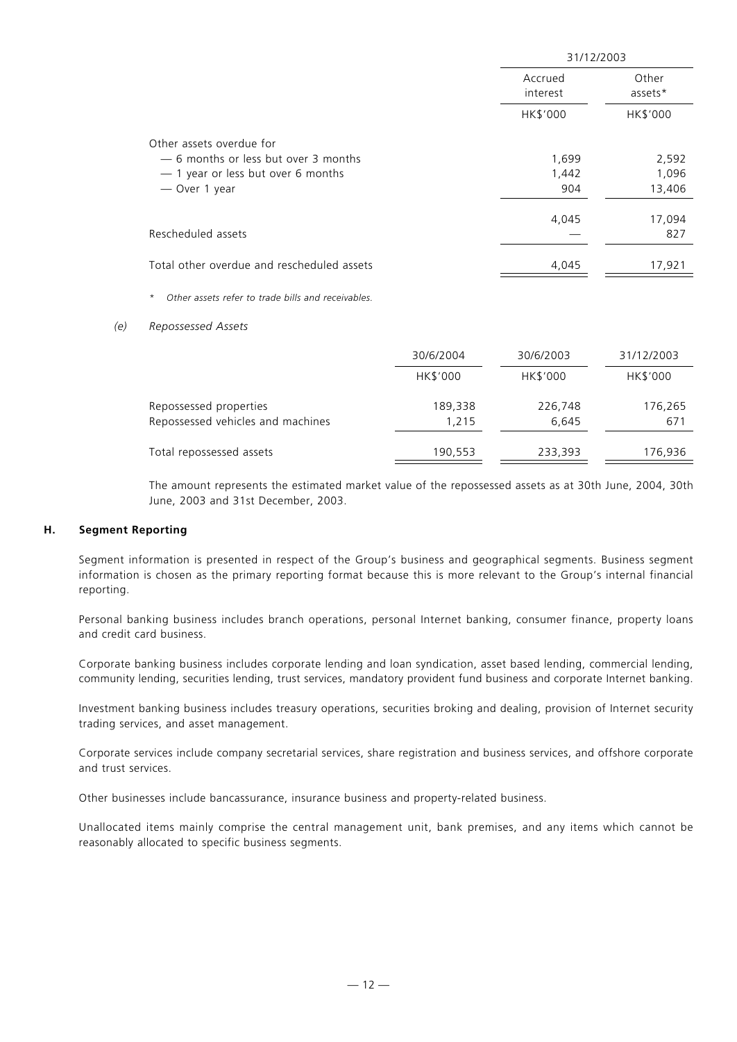| | 31/12/2003 | |
|---|---|---|
| | Accrued interest | Other assets* |
| | HK$'000 | HK$'000 |
| Other assets overdue for | | |
| — 6 months or less but over 3 months | 1,699 | 2,592 |
| — 1 year or less but over 6 months | 1,442 | 1,096 |
| — Over 1 year | 904 | 13,406 |
| | 4,045 | 17,094 |
| Rescheduled assets | — | 827 |
| Total other overdue and rescheduled assets | 4,045 | 17,921 |

\* *Other assets refer to trade bills and receivables.*

*(e) Repossessed Assets*

| | 30/6/2004 | 30/6/2003 | 31/12/2003 |
|---|---|---|---|
| | HK$'000 | HK$'000 | HK$'000 |
| Repossessed properties | 189,338 | 226,748 | 176,265 |
| Repossessed vehicles and machines | 1,215 | 6,645 | 671 |
| Total repossessed assets | 190,553 | 233,393 | 176,936 |

The amount represents the estimated market value of the repossessed assets as at 30th June, 2004, 30th June, 2003 and 31st December, 2003.

### H. Segment Reporting

Segment information is presented in respect of the Group's business and geographical segments. Business segment information is chosen as the primary reporting format because this is more relevant to the Group's internal financial reporting.

Personal banking business includes branch operations, personal Internet banking, consumer finance, property loans and credit card business.

Corporate banking business includes corporate lending and loan syndication, asset based lending, commercial lending, community lending, securities lending, trust services, mandatory provident fund business and corporate Internet banking.

Investment banking business includes treasury operations, securities broking and dealing, provision of Internet security trading services, and asset management.

Corporate services include company secretarial services, share registration and business services, and offshore corporate and trust services.

Other businesses include bancassurance, insurance business and property-related business.

Unallocated items mainly comprise the central management unit, bank premises, and any items which cannot be reasonably allocated to specific business segments.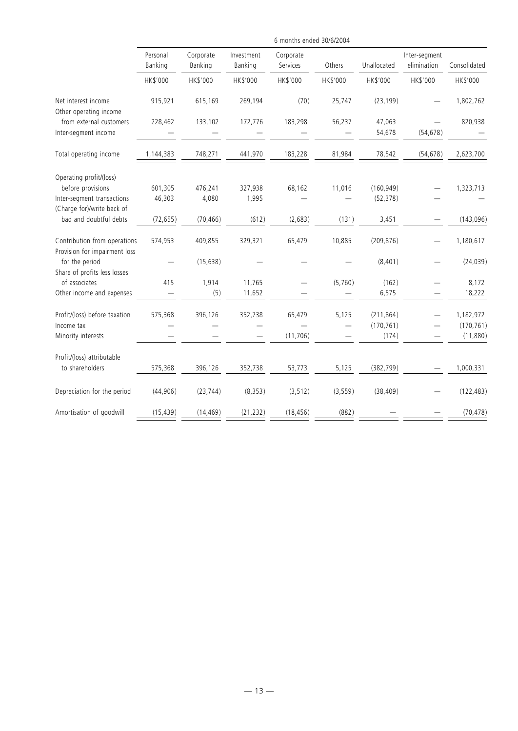| | 6 months ended 30/6/2004 | | | | | | | |
|---|---|---|---|---|---|---|---|---|
| | Personal Banking | Corporate Banking | Investment Banking | Corporate Services | Others | Unallocated | Inter-segment elimination | Consolidated |
| | HK$'000 | HK$'000 | HK$'000 | HK$'000 | HK$'000 | HK$'000 | HK$'000 | HK$'000 |
| Net interest income | 915,921 | 615,169 | 269,194 | (70) | 25,747 | (23,199) | — | 1,802,762 |
| Other operating income from external customers | 228,462 | 133,102 | 172,776 | 183,298 | 56,237 | 47,063 | — | 820,938 |
| Inter-segment income | — | — | — | — | — | 54,678 | (54,678) | — |
| Total operating income | 1,144,383 | 748,271 | 441,970 | 183,228 | 81,984 | 78,542 | (54,678) | 2,623,700 |
| Operating profit/(loss) before provisions | 601,305 | 476,241 | 327,938 | 68,162 | 11,016 | (160,949) | — | 1,323,713 |
| Inter-segment transactions | 46,303 | 4,080 | 1,995 | — | — | (52,378) | — | — |
| (Charge for)/write back of bad and doubtful debts | (72,655) | (70,466) | (612) | (2,683) | (131) | 3,451 | — | (143,096) |
| Contribution from operations | 574,953 | 409,855 | 329,321 | 65,479 | 10,885 | (209,876) | — | 1,180,617 |
| Provision for impairment loss for the period | — | (15,638) | — | — | — | (8,401) | — | (24,039) |
| Share of profits less losses of associates | 415 | 1,914 | 11,765 | — | (5,760) | (162) | — | 8,172 |
| Other income and expenses | — | (5) | 11,652 | — | — | 6,575 | — | 18,222 |
| Profit/(loss) before taxation | 575,368 | 396,126 | 352,738 | 65,479 | 5,125 | (211,864) | — | 1,182,972 |
| Income tax | — | — | — | — | — | (170,761) | — | (170,761) |
| Minority interests | — | — | — | (11,706) | — | (174) | — | (11,880) |
| Profit/(loss) attributable to shareholders | 575,368 | 396,126 | 352,738 | 53,773 | 5,125 | (382,799) | — | 1,000,331 |
| Depreciation for the period | (44,906) | (23,744) | (8,353) | (3,512) | (3,559) | (38,409) | — | (122,483) |
| Amortisation of goodwill | (15,439) | (14,469) | (21,232) | (18,456) | (882) | — | — | (70,478) |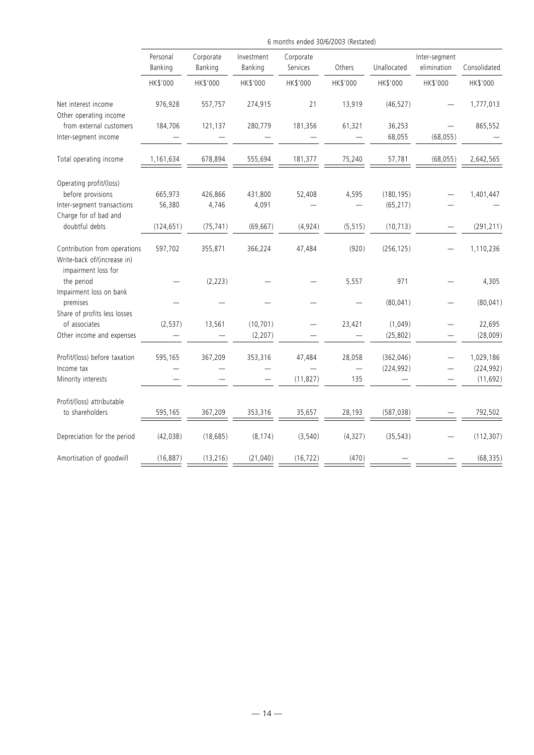| | 6 months ended 30/6/2003 (Restated) | | | | | | | |
|---|---|---|---|---|---|---|---|---|
| | Personal Banking | Corporate Banking | Investment Banking | Corporate Services | Others | Unallocated | Inter-segment elimination | Consolidated |
| | HK$'000 | HK$'000 | HK$'000 | HK$'000 | HK$'000 | HK$'000 | HK$'000 | HK$'000 |
| Net interest income | 976,928 | 557,757 | 274,915 | 21 | 13,919 | (46,527) | — | 1,777,013 |
| Other operating income from external customers | 184,706 | 121,137 | 280,779 | 181,356 | 61,321 | 36,253 | — | 865,552 |
| Inter-segment income | — | — | — | — | — | 68,055 | (68,055) | — |
| Total operating income | 1,161,634 | 678,894 | 555,694 | 181,377 | 75,240 | 57,781 | (68,055) | 2,642,565 |
| Operating profit/(loss) before provisions | 665,973 | 426,866 | 431,800 | 52,408 | 4,595 | (180,195) | — | 1,401,447 |
| Inter-segment transactions | 56,380 | 4,746 | 4,091 | — | — | (65,217) | — | — |
| Charge for of bad and doubtful debts | (124,651) | (75,741) | (69,667) | (4,924) | (5,515) | (10,713) | — | (291,211) |
| Contribution from operations | 597,702 | 355,871 | 366,224 | 47,484 | (920) | (256,125) | — | 1,110,236 |
| Write-back of/(increase in) impairment loss for the period | — | (2,223) | — | — | 5,557 | 971 | — | 4,305 |
| Impairment loss on bank premises | — | — | — | — | — | (80,041) | — | (80,041) |
| Share of profits less losses of associates | (2,537) | 13,561 | (10,701) | — | 23,421 | (1,049) | — | 22,695 |
| Other income and expenses | — | — | (2,207) | — | — | (25,802) | — | (28,009) |
| Profit/(loss) before taxation | 595,165 | 367,209 | 353,316 | 47,484 | 28,058 | (362,046) | — | 1,029,186 |
| Income tax | — | — | — | — | — | (224,992) | — | (224,992) |
| Minority interests | — | — | — | (11,827) | 135 | — | — | (11,692) |
| Profit/(loss) attributable to shareholders | 595,165 | 367,209 | 353,316 | 35,657 | 28,193 | (587,038) | — | 792,502 |
| Depreciation for the period | (42,038) | (18,685) | (8,174) | (3,540) | (4,327) | (35,543) | — | (112,307) |
| Amortisation of goodwill | (16,887) | (13,216) | (21,040) | (16,722) | (470) | — | — | (68,335) |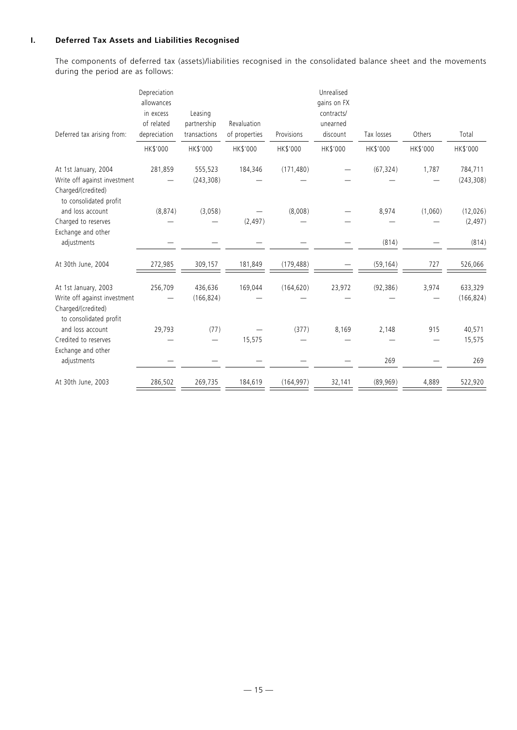## I. Deferred Tax Assets and Liabilities Recognised

The components of deferred tax (assets)/liabilities recognised in the consolidated balance sheet and the movements during the period are as follows:

| Deferred tax arising from: | Depreciation allowances in excess of related depreciation | Leasing partnership transactions | Revaluation of properties | Provisions | Unrealised gains on FX contracts/ unearned discount | Tax losses | Others | Total |
|---|---|---|---|---|---|---|---|---|
| | HK$'000 | HK$'000 | HK$'000 | HK$'000 | HK$'000 | HK$'000 | HK$'000 | HK$'000 |
| At 1st January, 2004 | 281,859 | 555,523 | 184,346 | (171,480) | — | (67,324) | 1,787 | 784,711 |
| Write off against investment | — | (243,308) | — | — | — | — | — | (243,308) |
| Charged/(credited) to consolidated profit and loss account | (8,874) | (3,058) | — | (8,008) | — | 8,974 | (1,060) | (12,026) |
| Charged to reserves | — | — | (2,497) | — | — | — | — | (2,497) |
| Exchange and other adjustments | — | — | — | — | — | (814) | — | (814) |
| At 30th June, 2004 | 272,985 | 309,157 | 181,849 | (179,488) | — | (59,164) | 727 | 526,066 |
| At 1st January, 2003 | 256,709 | 436,636 | 169,044 | (164,620) | 23,972 | (92,386) | 3,974 | 633,329 |
| Write off against investment | — | (166,824) | — | — | — | — | — | (166,824) |
| Charged/(credited) to consolidated profit and loss account | 29,793 | (77) | — | (377) | 8,169 | 2,148 | 915 | 40,571 |
| Credited to reserves | — | — | 15,575 | — | — | — | — | 15,575 |
| Exchange and other adjustments | — | — | — | — | — | 269 | — | 269 |
| At 30th June, 2003 | 286,502 | 269,735 | 184,619 | (164,997) | 32,141 | (89,969) | 4,889 | 522,920 |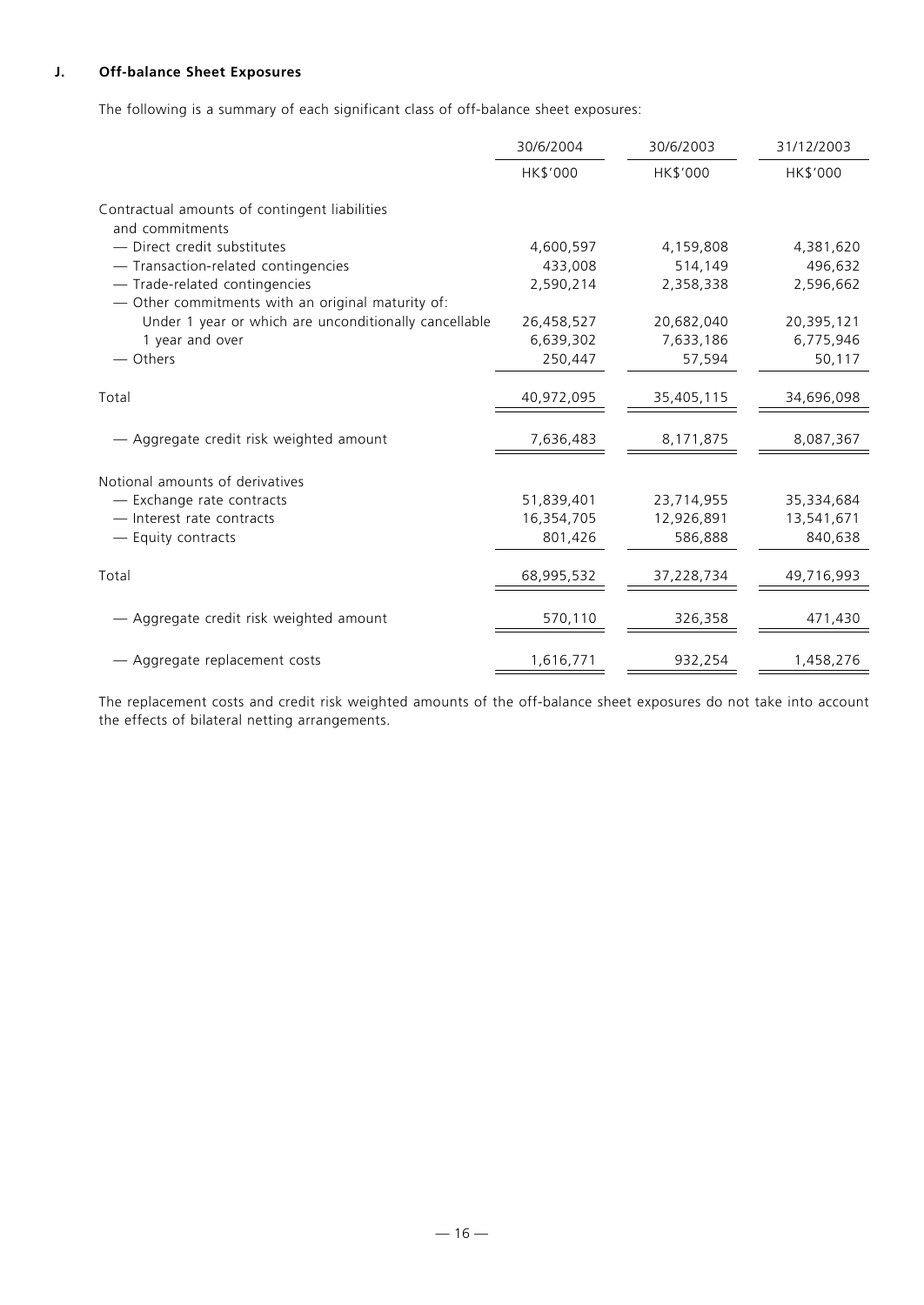### J. Off-balance Sheet Exposures

The following is a summary of each significant class of off-balance sheet exposures:

| | 30/6/2004 | 30/6/2003 | 31/12/2003 |
|---|---|---|---|
| | HK$'000 | HK$'000 | HK$'000 |
| Contractual amounts of contingent liabilities and commitments | | | |
| — Direct credit substitutes | 4,600,597 | 4,159,808 | 4,381,620 |
| — Transaction-related contingencies | 433,008 | 514,149 | 496,632 |
| — Trade-related contingencies | 2,590,214 | 2,358,338 | 2,596,662 |
| — Other commitments with an original maturity of: | | | |
| Under 1 year or which are unconditionally cancellable | 26,458,527 | 20,682,040 | 20,395,121 |
| 1 year and over | 6,639,302 | 7,633,186 | 6,775,946 |
| — Others | 250,447 | 57,594 | 50,117 |
| Total | 40,972,095 | 35,405,115 | 34,696,098 |
| — Aggregate credit risk weighted amount | 7,636,483 | 8,171,875 | 8,087,367 |
| Notional amounts of derivatives | | | |
| — Exchange rate contracts | 51,839,401 | 23,714,955 | 35,334,684 |
| — Interest rate contracts | 16,354,705 | 12,926,891 | 13,541,671 |
| — Equity contracts | 801,426 | 586,888 | 840,638 |
| Total | 68,995,532 | 37,228,734 | 49,716,993 |
| — Aggregate credit risk weighted amount | 570,110 | 326,358 | 471,430 |
| — Aggregate replacement costs | 1,616,771 | 932,254 | 1,458,276 |

The replacement costs and credit risk weighted amounts of the off-balance sheet exposures do not take into account the effects of bilateral netting arrangements.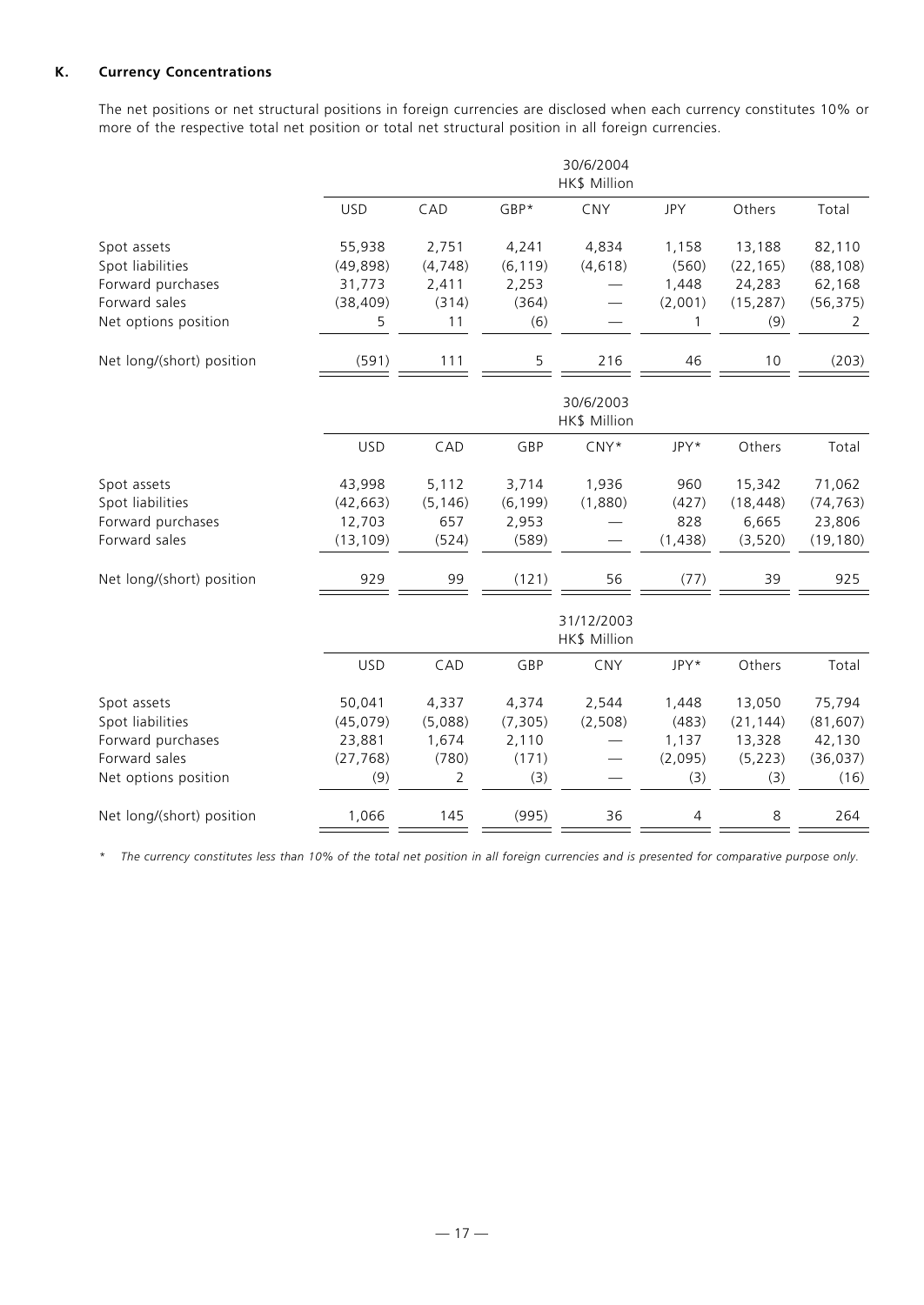## K. Currency Concentrations

The net positions or net structural positions in foreign currencies are disclosed when each currency constitutes 10% or more of the respective total net position or total net structural position in all foreign currencies.

| | 30/6/2004 HK$ Million | | | | | | |
|---|---|---|---|---|---|---|---|
| | USD | CAD | GBP* | CNY | JPY | Others | Total |
| Spot assets | 55,938 | 2,751 | 4,241 | 4,834 | 1,158 | 13,188 | 82,110 |
| Spot liabilities | (49,898) | (4,748) | (6,119) | (4,618) | (560) | (22,165) | (88,108) |
| Forward purchases | 31,773 | 2,411 | 2,253 | — | 1,448 | 24,283 | 62,168 |
| Forward sales | (38,409) | (314) | (364) | — | (2,001) | (15,287) | (56,375) |
| Net options position | 5 | 11 | (6) | — | 1 | (9) | 2 |
| Net long/(short) position | (591) | 111 | 5 | 216 | 46 | 10 | (203) |

| | 30/6/2003 HK$ Million | | | | | | |
|---|---|---|---|---|---|---|---|
| | USD | CAD | GBP | CNY* | JPY* | Others | Total |
| Spot assets | 43,998 | 5,112 | 3,714 | 1,936 | 960 | 15,342 | 71,062 |
| Spot liabilities | (42,663) | (5,146) | (6,199) | (1,880) | (427) | (18,448) | (74,763) |
| Forward purchases | 12,703 | 657 | 2,953 | — | 828 | 6,665 | 23,806 |
| Forward sales | (13,109) | (524) | (589) | — | (1,438) | (3,520) | (19,180) |
| Net long/(short) position | 929 | 99 | (121) | 56 | (77) | 39 | 925 |

| | 31/12/2003 HK$ Million | | | | | | |
|---|---|---|---|---|---|---|---|
| | USD | CAD | GBP | CNY | JPY* | Others | Total |
| Spot assets | 50,041 | 4,337 | 4,374 | 2,544 | 1,448 | 13,050 | 75,794 |
| Spot liabilities | (45,079) | (5,088) | (7,305) | (2,508) | (483) | (21,144) | (81,607) |
| Forward purchases | 23,881 | 1,674 | 2,110 | — | 1,137 | 13,328 | 42,130 |
| Forward sales | (27,768) | (780) | (171) | — | (2,095) | (5,223) | (36,037) |
| Net options position | (9) | 2 | (3) | — | (3) | (3) | (16) |
| Net long/(short) position | 1,066 | 145 | (995) | 36 | 4 | 8 | 264 |

\* *The currency constitutes less than 10% of the total net position in all foreign currencies and is presented for comparative purpose only.*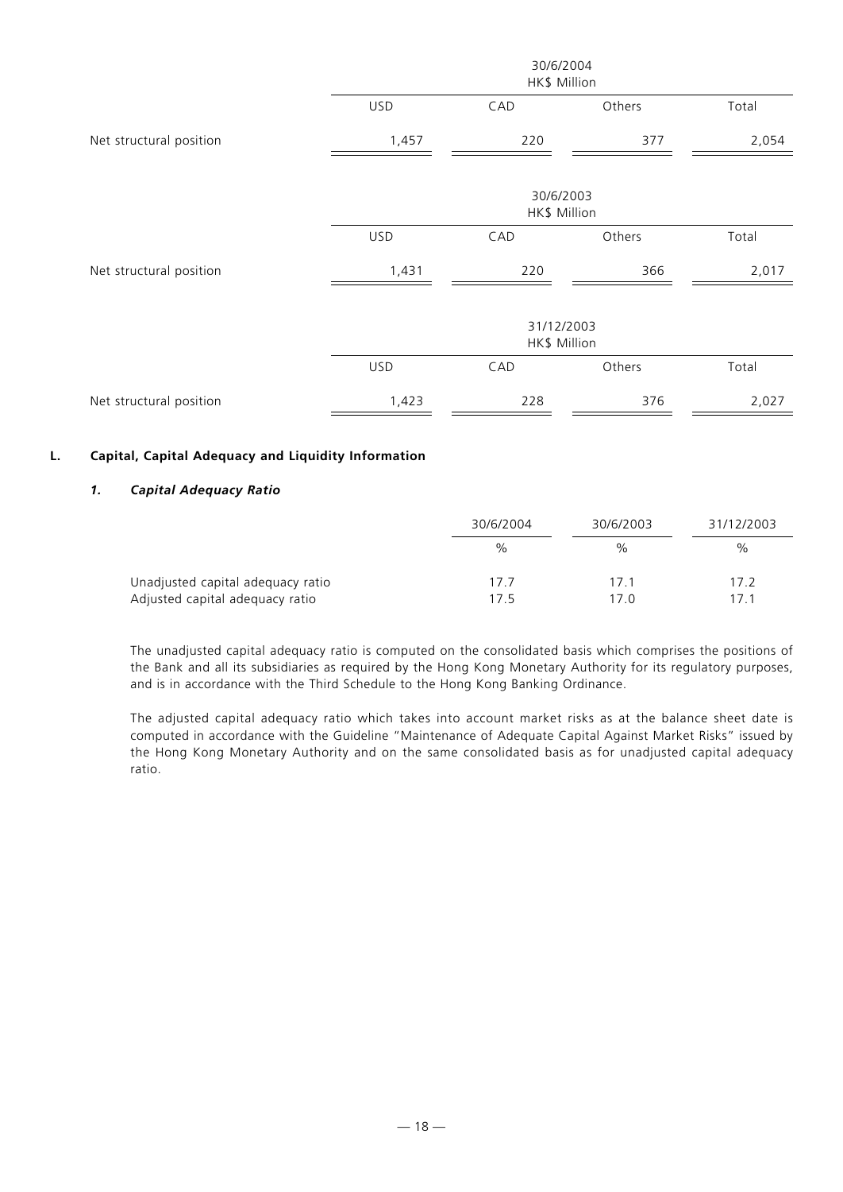| | 30/6/2004 HK$ Million | | | |
|---|---|---|---|---|
| | USD | CAD | Others | Total |
| Net structural position | 1,457 | 220 | 377 | 2,054 |

| | 30/6/2003 HK$ Million | | | |
|---|---|---|---|---|
| | USD | CAD | Others | Total |
| Net structural position | 1,431 | 220 | 366 | 2,017 |

| | 31/12/2003 HK$ Million | | | |
|---|---|---|---|---|
| | USD | CAD | Others | Total |
| Net structural position | 1,423 | 228 | 376 | 2,027 |

## L. Capital, Capital Adequacy and Liquidity Information

### *1. Capital Adequacy Ratio*

| | 30/6/2004 | 30/6/2003 | 31/12/2003 |
|---|---|---|---|
| | % | % | % |
| Unadjusted capital adequacy ratio | 17.7 | 17.1 | 17.2 |
| Adjusted capital adequacy ratio | 17.5 | 17.0 | 17.1 |

The unadjusted capital adequacy ratio is computed on the consolidated basis which comprises the positions of the Bank and all its subsidiaries as required by the Hong Kong Monetary Authority for its regulatory purposes, and is in accordance with the Third Schedule to the Hong Kong Banking Ordinance.

The adjusted capital adequacy ratio which takes into account market risks as at the balance sheet date is computed in accordance with the Guideline "Maintenance of Adequate Capital Against Market Risks" issued by the Hong Kong Monetary Authority and on the same consolidated basis as for unadjusted capital adequacy ratio.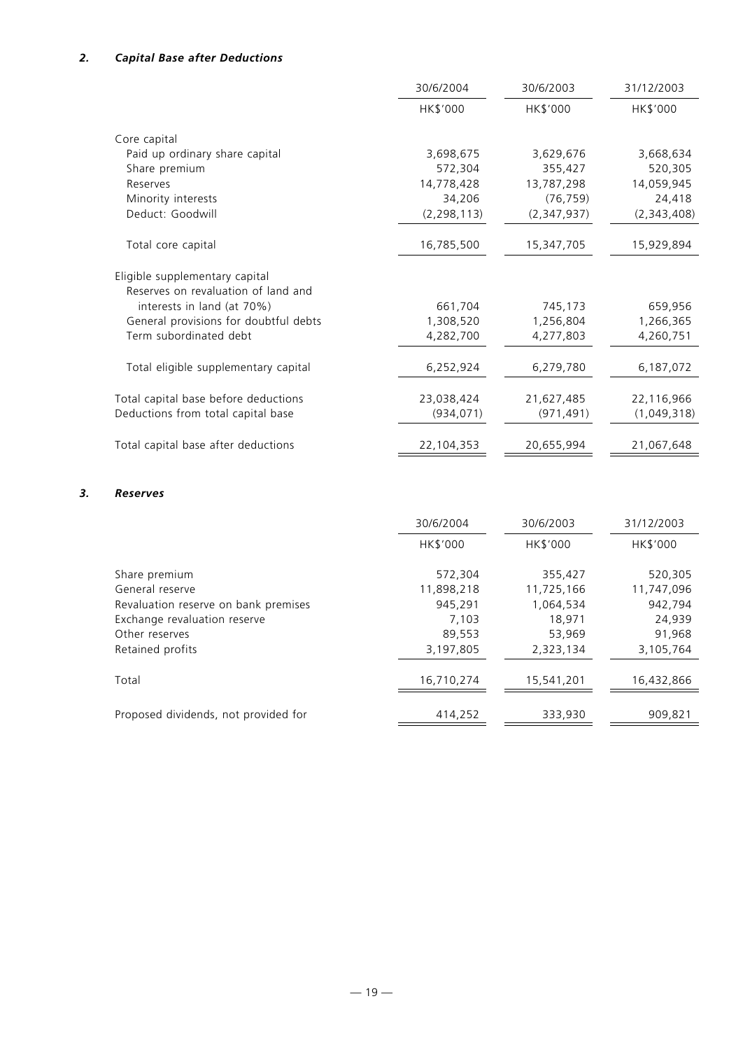### *2. Capital Base after Deductions*

| | 30/6/2004 | 30/6/2003 | 31/12/2003 |
|---|---|---|---|
| | HK$'000 | HK$'000 | HK$'000 |
| Core capital | | | |
| Paid up ordinary share capital | 3,698,675 | 3,629,676 | 3,668,634 |
| Share premium | 572,304 | 355,427 | 520,305 |
| Reserves | 14,778,428 | 13,787,298 | 14,059,945 |
| Minority interests | 34,206 | (76,759) | 24,418 |
| Deduct: Goodwill | (2,298,113) | (2,347,937) | (2,343,408) |
| Total core capital | 16,785,500 | 15,347,705 | 15,929,894 |
| Eligible supplementary capital | | | |
| Reserves on revaluation of land and interests in land (at 70%) | 661,704 | 745,173 | 659,956 |
| General provisions for doubtful debts | 1,308,520 | 1,256,804 | 1,266,365 |
| Term subordinated debt | 4,282,700 | 4,277,803 | 4,260,751 |
| Total eligible supplementary capital | 6,252,924 | 6,279,780 | 6,187,072 |
| Total capital base before deductions | 23,038,424 | 21,627,485 | 22,116,966 |
| Deductions from total capital base | (934,071) | (971,491) | (1,049,318) |
| Total capital base after deductions | 22,104,353 | 20,655,994 | 21,067,648 |

### *3. Reserves*

| | 30/6/2004 | 30/6/2003 | 31/12/2003 |
|---|---|---|---|
| | HK$'000 | HK$'000 | HK$'000 |
| Share premium | 572,304 | 355,427 | 520,305 |
| General reserve | 11,898,218 | 11,725,166 | 11,747,096 |
| Revaluation reserve on bank premises | 945,291 | 1,064,534 | 942,794 |
| Exchange revaluation reserve | 7,103 | 18,971 | 24,939 |
| Other reserves | 89,553 | 53,969 | 91,968 |
| Retained profits | 3,197,805 | 2,323,134 | 3,105,764 |
| Total | 16,710,274 | 15,541,201 | 16,432,866 |
| Proposed dividends, not provided for | 414,252 | 333,930 | 909,821 |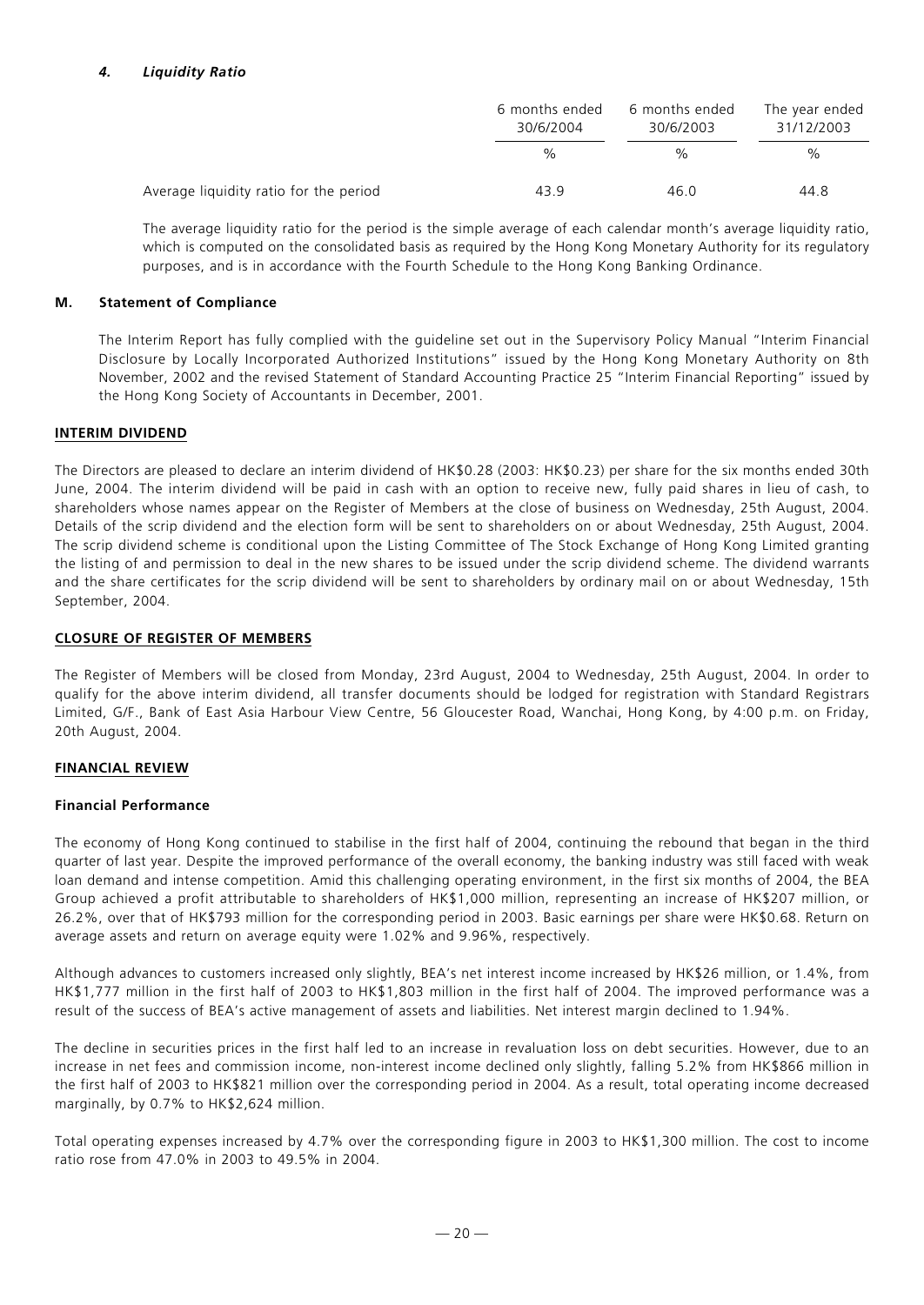#### *4. Liquidity Ratio*

| | 6 months ended 30/6/2004 | 6 months ended 30/6/2003 | The year ended 31/12/2003 |
|---|---|---|---|
| | % | % | % |
| Average liquidity ratio for the period | 43.9 | 46.0 | 44.8 |

The average liquidity ratio for the period is the simple average of each calendar month's average liquidity ratio, which is computed on the consolidated basis as required by the Hong Kong Monetary Authority for its regulatory purposes, and is in accordance with the Fourth Schedule to the Hong Kong Banking Ordinance.

### M. Statement of Compliance

The Interim Report has fully complied with the guideline set out in the Supervisory Policy Manual "Interim Financial Disclosure by Locally Incorporated Authorized Institutions" issued by the Hong Kong Monetary Authority on 8th November, 2002 and the revised Statement of Standard Accounting Practice 25 "Interim Financial Reporting" issued by the Hong Kong Society of Accountants in December, 2001.

## INTERIM DIVIDEND

The Directors are pleased to declare an interim dividend of HK$0.28 (2003: HK$0.23) per share for the six months ended 30th June, 2004. The interim dividend will be paid in cash with an option to receive new, fully paid shares in lieu of cash, to shareholders whose names appear on the Register of Members at the close of business on Wednesday, 25th August, 2004. Details of the scrip dividend and the election form will be sent to shareholders on or about Wednesday, 25th August, 2004. The scrip dividend scheme is conditional upon the Listing Committee of The Stock Exchange of Hong Kong Limited granting the listing of and permission to deal in the new shares to be issued under the scrip dividend scheme. The dividend warrants and the share certificates for the scrip dividend will be sent to shareholders by ordinary mail on or about Wednesday, 15th September, 2004.

## CLOSURE OF REGISTER OF MEMBERS

The Register of Members will be closed from Monday, 23rd August, 2004 to Wednesday, 25th August, 2004. In order to qualify for the above interim dividend, all transfer documents should be lodged for registration with Standard Registrars Limited, G/F., Bank of East Asia Harbour View Centre, 56 Gloucester Road, Wanchai, Hong Kong, by 4:00 p.m. on Friday, 20th August, 2004.

## FINANCIAL REVIEW

### Financial Performance

The economy of Hong Kong continued to stabilise in the first half of 2004, continuing the rebound that began in the third quarter of last year. Despite the improved performance of the overall economy, the banking industry was still faced with weak loan demand and intense competition. Amid this challenging operating environment, in the first six months of 2004, the BEA Group achieved a profit attributable to shareholders of HK$1,000 million, representing an increase of HK$207 million, or 26.2%, over that of HK$793 million for the corresponding period in 2003. Basic earnings per share were HK$0.68. Return on average assets and return on average equity were 1.02% and 9.96%, respectively.

Although advances to customers increased only slightly, BEA's net interest income increased by HK$26 million, or 1.4%, from HK$1,777 million in the first half of 2003 to HK$1,803 million in the first half of 2004. The improved performance was a result of the success of BEA's active management of assets and liabilities. Net interest margin declined to 1.94%.

The decline in securities prices in the first half led to an increase in revaluation loss on debt securities. However, due to an increase in net fees and commission income, non-interest income declined only slightly, falling 5.2% from HK$866 million in the first half of 2003 to HK$821 million over the corresponding period in 2004. As a result, total operating income decreased marginally, by 0.7% to HK$2,624 million.

Total operating expenses increased by 4.7% over the corresponding figure in 2003 to HK$1,300 million. The cost to income ratio rose from 47.0% in 2003 to 49.5% in 2004.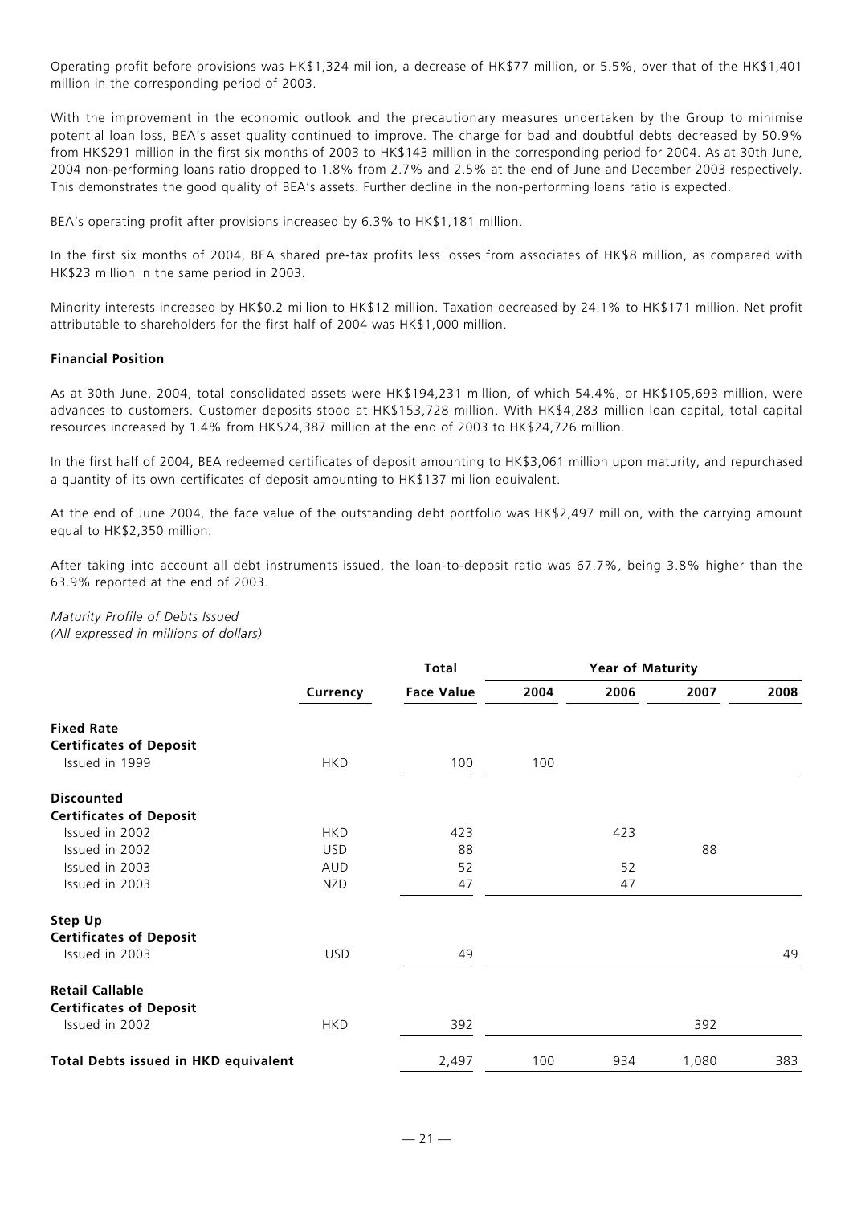Operating profit before provisions was HK$1,324 million, a decrease of HK$77 million, or 5.5%, over that of the HK$1,401 million in the corresponding period of 2003.

With the improvement in the economic outlook and the precautionary measures undertaken by the Group to minimise potential loan loss, BEA's asset quality continued to improve. The charge for bad and doubtful debts decreased by 50.9% from HK$291 million in the first six months of 2003 to HK$143 million in the corresponding period for 2004. As at 30th June, 2004 non-performing loans ratio dropped to 1.8% from 2.7% and 2.5% at the end of June and December 2003 respectively. This demonstrates the good quality of BEA's assets. Further decline in the non-performing loans ratio is expected.

BEA's operating profit after provisions increased by 6.3% to HK$1,181 million.

In the first six months of 2004, BEA shared pre-tax profits less losses from associates of HK$8 million, as compared with HK$23 million in the same period in 2003.

Minority interests increased by HK$0.2 million to HK$12 million. Taxation decreased by 24.1% to HK$171 million. Net profit attributable to shareholders for the first half of 2004 was HK$1,000 million.

**Financial Position**

As at 30th June, 2004, total consolidated assets were HK$194,231 million, of which 54.4%, or HK$105,693 million, were advances to customers. Customer deposits stood at HK$153,728 million. With HK$4,283 million loan capital, total capital resources increased by 1.4% from HK$24,387 million at the end of 2003 to HK$24,726 million.

In the first half of 2004, BEA redeemed certificates of deposit amounting to HK$3,061 million upon maturity, and repurchased a quantity of its own certificates of deposit amounting to HK$137 million equivalent.

At the end of June 2004, the face value of the outstanding debt portfolio was HK$2,497 million, with the carrying amount equal to HK$2,350 million.

After taking into account all debt instruments issued, the loan-to-deposit ratio was 67.7%, being 3.8% higher than the 63.9% reported at the end of 2003.

*Maturity Profile of Debts Issued*
*(All expressed in millions of dollars)*

| | | Total | Year of Maturity | | | |
|---|---|---|---|---|---|---|
| | Currency | Face Value | 2004 | 2006 | 2007 | 2008 |
| **Fixed Rate** | | | | | | |
| **Certificates of Deposit** | | | | | | |
| Issued in 1999 | HKD | 100 | 100 | | | |
| **Discounted** | | | | | | |
| **Certificates of Deposit** | | | | | | |
| Issued in 2002 | HKD | 423 | | 423 | | |
| Issued in 2002 | USD | 88 | | | 88 | |
| Issued in 2003 | AUD | 52 | | 52 | | |
| Issued in 2003 | NZD | 47 | | 47 | | |
| **Step Up** | | | | | | |
| **Certificates of Deposit** | | | | | | |
| Issued in 2003 | USD | 49 | | | | 49 |
| **Retail Callable** | | | | | | |
| **Certificates of Deposit** | | | | | | |
| Issued in 2002 | HKD | 392 | | | 392 | |
| **Total Debts issued in HKD equivalent** | | 2,497 | 100 | 934 | 1,080 | 383 |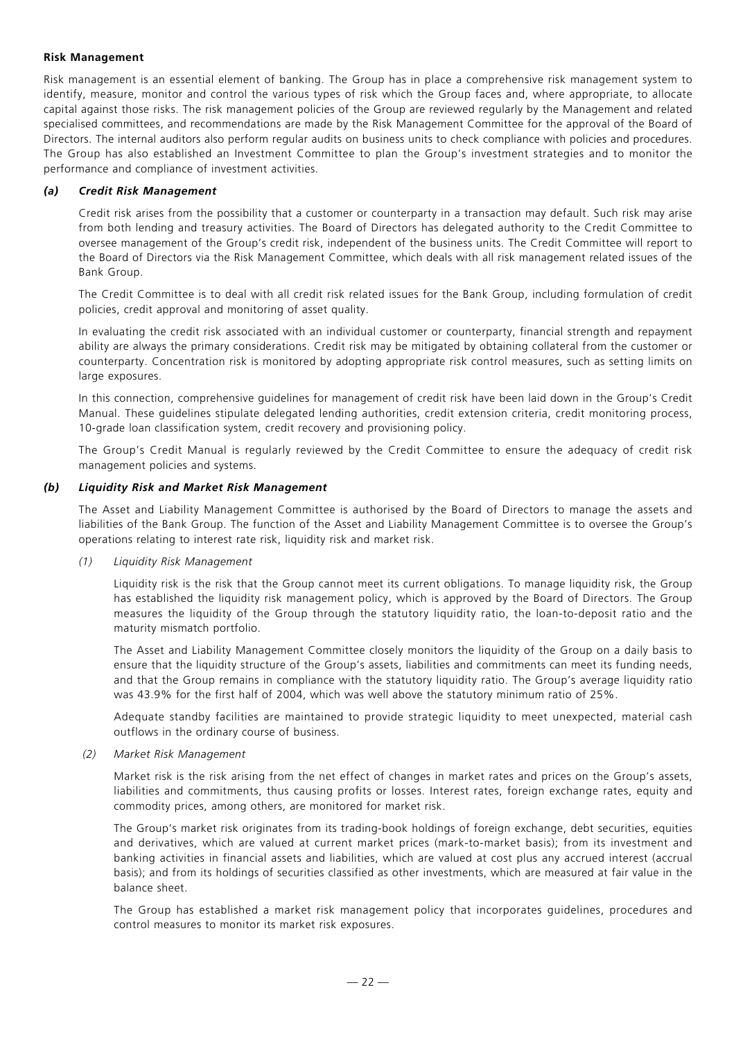## Risk Management

Risk management is an essential element of banking. The Group has in place a comprehensive risk management system to identify, measure, monitor and control the various types of risk which the Group faces and, where appropriate, to allocate capital against those risks. The risk management policies of the Group are reviewed regularly by the Management and related specialised committees, and recommendations are made by the Risk Management Committee for the approval of the Board of Directors. The internal auditors also perform regular audits on business units to check compliance with policies and procedures. The Group has also established an Investment Committee to plan the Group's investment strategies and to monitor the performance and compliance of investment activities.

### *(a) Credit Risk Management*

Credit risk arises from the possibility that a customer or counterparty in a transaction may default. Such risk may arise from both lending and treasury activities. The Board of Directors has delegated authority to the Credit Committee to oversee management of the Group's credit risk, independent of the business units. The Credit Committee will report to the Board of Directors via the Risk Management Committee, which deals with all risk management related issues of the Bank Group.

The Credit Committee is to deal with all credit risk related issues for the Bank Group, including formulation of credit policies, credit approval and monitoring of asset quality.

In evaluating the credit risk associated with an individual customer or counterparty, financial strength and repayment ability are always the primary considerations. Credit risk may be mitigated by obtaining collateral from the customer or counterparty. Concentration risk is monitored by adopting appropriate risk control measures, such as setting limits on large exposures.

In this connection, comprehensive guidelines for management of credit risk have been laid down in the Group's Credit Manual. These guidelines stipulate delegated lending authorities, credit extension criteria, credit monitoring process, 10-grade loan classification system, credit recovery and provisioning policy.

The Group's Credit Manual is regularly reviewed by the Credit Committee to ensure the adequacy of credit risk management policies and systems.

### *(b) Liquidity Risk and Market Risk Management*

The Asset and Liability Management Committee is authorised by the Board of Directors to manage the assets and liabilities of the Bank Group. The function of the Asset and Liability Management Committee is to oversee the Group's operations relating to interest rate risk, liquidity risk and market risk.

*(1) Liquidity Risk Management*

Liquidity risk is the risk that the Group cannot meet its current obligations. To manage liquidity risk, the Group has established the liquidity risk management policy, which is approved by the Board of Directors. The Group measures the liquidity of the Group through the statutory liquidity ratio, the loan-to-deposit ratio and the maturity mismatch portfolio.

The Asset and Liability Management Committee closely monitors the liquidity of the Group on a daily basis to ensure that the liquidity structure of the Group's assets, liabilities and commitments can meet its funding needs, and that the Group remains in compliance with the statutory liquidity ratio. The Group's average liquidity ratio was 43.9% for the first half of 2004, which was well above the statutory minimum ratio of 25%.

Adequate standby facilities are maintained to provide strategic liquidity to meet unexpected, material cash outflows in the ordinary course of business.

*(2) Market Risk Management*

Market risk is the risk arising from the net effect of changes in market rates and prices on the Group's assets, liabilities and commitments, thus causing profits or losses. Interest rates, foreign exchange rates, equity and commodity prices, among others, are monitored for market risk.

The Group's market risk originates from its trading-book holdings of foreign exchange, debt securities, equities and derivatives, which are valued at current market prices (mark-to-market basis); from its investment and banking activities in financial assets and liabilities, which are valued at cost plus any accrued interest (accrual basis); and from its holdings of securities classified as other investments, which are measured at fair value in the balance sheet.

The Group has established a market risk management policy that incorporates guidelines, procedures and control measures to monitor its market risk exposures.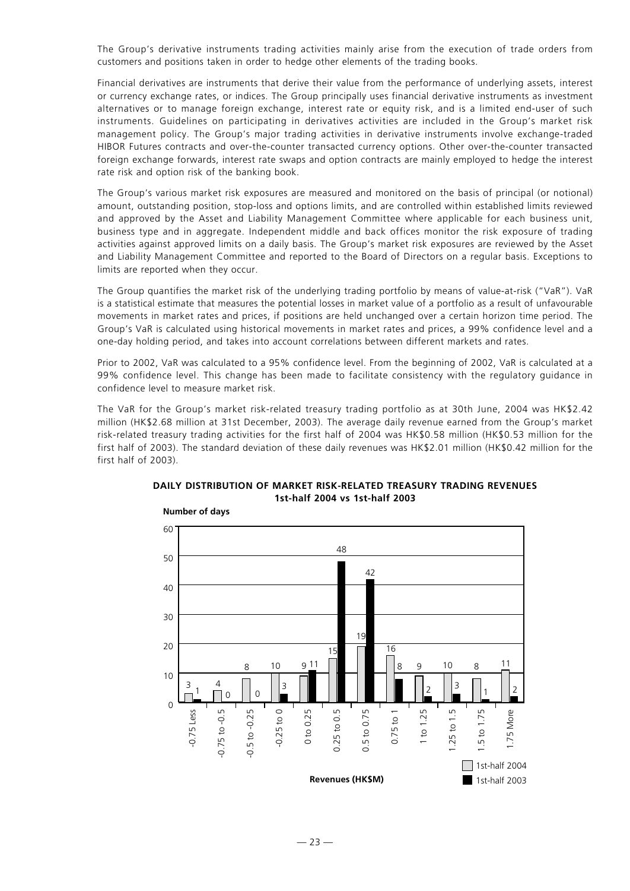The Group's derivative instruments trading activities mainly arise from the execution of trade orders from customers and positions taken in order to hedge other elements of the trading books.

Financial derivatives are instruments that derive their value from the performance of underlying assets, interest or currency exchange rates, or indices. The Group principally uses financial derivative instruments as investment alternatives or to manage foreign exchange, interest rate or equity risk, and is a limited end-user of such instruments. Guidelines on participating in derivatives activities are included in the Group's market risk management policy. The Group's major trading activities in derivative instruments involve exchange-traded HIBOR Futures contracts and over-the-counter transacted currency options. Other over-the-counter transacted foreign exchange forwards, interest rate swaps and option contracts are mainly employed to hedge the interest rate risk and option risk of the banking book.

The Group's various market risk exposures are measured and monitored on the basis of principal (or notional) amount, outstanding position, stop-loss and options limits, and are controlled within established limits reviewed and approved by the Asset and Liability Management Committee where applicable for each business unit, business type and in aggregate. Independent middle and back offices monitor the risk exposure of trading activities against approved limits on a daily basis. The Group's market risk exposures are reviewed by the Asset and Liability Management Committee and reported to the Board of Directors on a regular basis. Exceptions to limits are reported when they occur.

The Group quantifies the market risk of the underlying trading portfolio by means of value-at-risk ("VaR"). VaR is a statistical estimate that measures the potential losses in market value of a portfolio as a result of unfavourable movements in market rates and prices, if positions are held unchanged over a certain horizon time period. The Group's VaR is calculated using historical movements in market rates and prices, a 99% confidence level and a one-day holding period, and takes into account correlations between different markets and rates.

Prior to 2002, VaR was calculated to a 95% confidence level. From the beginning of 2002, VaR is calculated at a 99% confidence level. This change has been made to facilitate consistency with the regulatory guidance in confidence level to measure market risk.

The VaR for the Group's market risk-related treasury trading portfolio as at 30th June, 2004 was HK$2.42 million (HK$2.68 million at 31st December, 2003). The average daily revenue earned from the Group's market risk-related treasury trading activities for the first half of 2004 was HK$0.58 million (HK$0.53 million for the first half of 2003). The standard deviation of these daily revenues was HK$2.01 million (HK$0.42 million for the first half of 2003).

**DAILY DISTRIBUTION OF MARKET RISK-RELATED TREASURY TRADING REVENUES**
**1st-half 2004 vs 1st-half 2003**

Number of days

| Revenues (HK$M) | 1st-half 2004 | 1st-half 2003 |
|---|---|---|
| -0.75 Less | 3 | 1 |
| -0.75 to -0.5 | 4 | 0 |
| -0.5 to -0.25 | 8 | 0 |
| -0.25 to 0 | 10 | 3 |
| 0 to 0.25 | 9 | 11 |
| 0.25 to 0.5 | 15 | 48 |
| 0.5 to 0.75 | 19 | 42 |
| 0.75 to 1 | 16 | 8 |
| 1 to 1.25 | 9 | 2 |
| 1.25 to 1.5 | 10 | 3 |
| 1.5 to 1.75 | 8 | 1 |
| 1.75 More | 11 | 2 |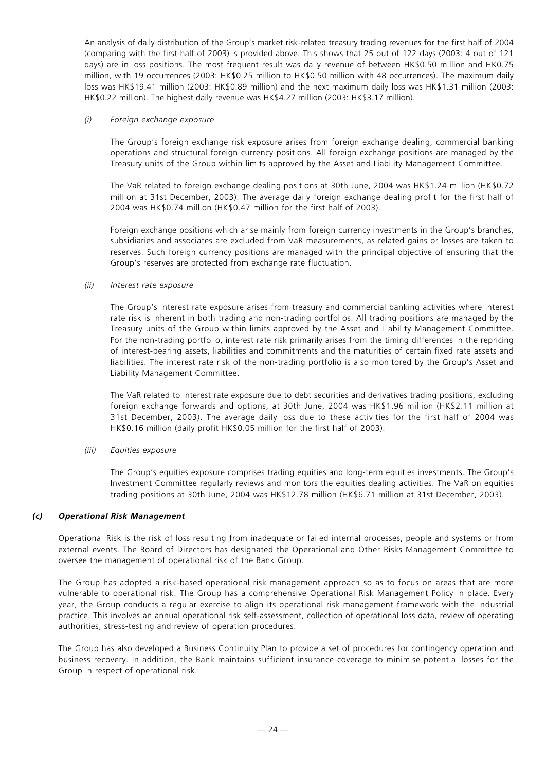An analysis of daily distribution of the Group's market risk-related treasury trading revenues for the first half of 2004 (comparing with the first half of 2003) is provided above. This shows that 25 out of 122 days (2003: 4 out of 121 days) are in loss positions. The most frequent result was daily revenue of between HK$0.50 million and HK0.75 million, with 19 occurrences (2003: HK$0.25 million to HK$0.50 million with 48 occurrences). The maximum daily loss was HK$19.41 million (2003: HK$0.89 million) and the next maximum daily loss was HK$1.31 million (2003: HK$0.22 million). The highest daily revenue was HK$4.27 million (2003: HK$3.17 million).

*(i) Foreign exchange exposure*

The Group's foreign exchange risk exposure arises from foreign exchange dealing, commercial banking operations and structural foreign currency positions. All foreign exchange positions are managed by the Treasury units of the Group within limits approved by the Asset and Liability Management Committee.

The VaR related to foreign exchange dealing positions at 30th June, 2004 was HK$1.24 million (HK$0.72 million at 31st December, 2003). The average daily foreign exchange dealing profit for the first half of 2004 was HK$0.74 million (HK$0.47 million for the first half of 2003).

Foreign exchange positions which arise mainly from foreign currency investments in the Group's branches, subsidiaries and associates are excluded from VaR measurements, as related gains or losses are taken to reserves. Such foreign currency positions are managed with the principal objective of ensuring that the Group's reserves are protected from exchange rate fluctuation.

*(ii) Interest rate exposure*

The Group's interest rate exposure arises from treasury and commercial banking activities where interest rate risk is inherent in both trading and non-trading portfolios. All trading positions are managed by the Treasury units of the Group within limits approved by the Asset and Liability Management Committee. For the non-trading portfolio, interest rate risk primarily arises from the timing differences in the repricing of interest-bearing assets, liabilities and commitments and the maturities of certain fixed rate assets and liabilities. The interest rate risk of the non-trading portfolio is also monitored by the Group's Asset and Liability Management Committee.

The VaR related to interest rate exposure due to debt securities and derivatives trading positions, excluding foreign exchange forwards and options, at 30th June, 2004 was HK$1.96 million (HK$2.11 million at 31st December, 2003). The average daily loss due to these activities for the first half of 2004 was HK$0.16 million (daily profit HK$0.05 million for the first half of 2003).

*(iii) Equities exposure*

The Group's equities exposure comprises trading equities and long-term equities investments. The Group's Investment Committee regularly reviews and monitors the equities dealing activities. The VaR on equities trading positions at 30th June, 2004 was HK$12.78 million (HK$6.71 million at 31st December, 2003).

### *(c) Operational Risk Management*

Operational Risk is the risk of loss resulting from inadequate or failed internal processes, people and systems or from external events. The Board of Directors has designated the Operational and Other Risks Management Committee to oversee the management of operational risk of the Bank Group.

The Group has adopted a risk-based operational risk management approach so as to focus on areas that are more vulnerable to operational risk. The Group has a comprehensive Operational Risk Management Policy in place. Every year, the Group conducts a regular exercise to align its operational risk management framework with the industrial practice. This involves an annual operational risk self-assessment, collection of operational loss data, review of operating authorities, stress-testing and review of operation procedures.

The Group has also developed a Business Continuity Plan to provide a set of procedures for contingency operation and business recovery. In addition, the Bank maintains sufficient insurance coverage to minimise potential losses for the Group in respect of operational risk.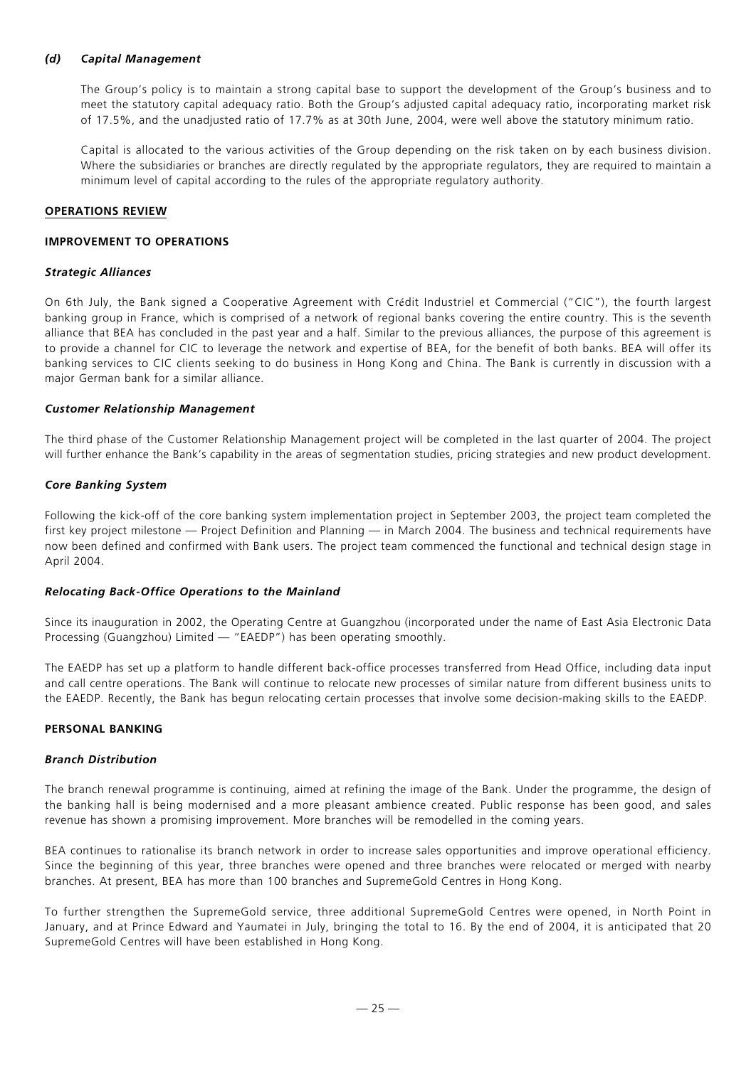### *(d) Capital Management*

The Group's policy is to maintain a strong capital base to support the development of the Group's business and to meet the statutory capital adequacy ratio. Both the Group's adjusted capital adequacy ratio, incorporating market risk of 17.5%, and the unadjusted ratio of 17.7% as at 30th June, 2004, were well above the statutory minimum ratio.

Capital is allocated to the various activities of the Group depending on the risk taken on by each business division. Where the subsidiaries or branches are directly regulated by the appropriate regulators, they are required to maintain a minimum level of capital according to the rules of the appropriate regulatory authority.

## OPERATIONS REVIEW

### IMPROVEMENT TO OPERATIONS

#### *Strategic Alliances*

On 6th July, the Bank signed a Cooperative Agreement with Crédit Industriel et Commercial ("CIC"), the fourth largest banking group in France, which is comprised of a network of regional banks covering the entire country. This is the seventh alliance that BEA has concluded in the past year and a half. Similar to the previous alliances, the purpose of this agreement is to provide a channel for CIC to leverage the network and expertise of BEA, for the benefit of both banks. BEA will offer its banking services to CIC clients seeking to do business in Hong Kong and China. The Bank is currently in discussion with a major German bank for a similar alliance.

#### *Customer Relationship Management*

The third phase of the Customer Relationship Management project will be completed in the last quarter of 2004. The project will further enhance the Bank's capability in the areas of segmentation studies, pricing strategies and new product development.

#### *Core Banking System*

Following the kick-off of the core banking system implementation project in September 2003, the project team completed the first key project milestone — Project Definition and Planning — in March 2004. The business and technical requirements have now been defined and confirmed with Bank users. The project team commenced the functional and technical design stage in April 2004.

#### *Relocating Back-Office Operations to the Mainland*

Since its inauguration in 2002, the Operating Centre at Guangzhou (incorporated under the name of East Asia Electronic Data Processing (Guangzhou) Limited — "EAEDP") has been operating smoothly.

The EAEDP has set up a platform to handle different back-office processes transferred from Head Office, including data input and call centre operations. The Bank will continue to relocate new processes of similar nature from different business units to the EAEDP. Recently, the Bank has begun relocating certain processes that involve some decision-making skills to the EAEDP.

### PERSONAL BANKING

#### *Branch Distribution*

The branch renewal programme is continuing, aimed at refining the image of the Bank. Under the programme, the design of the banking hall is being modernised and a more pleasant ambience created. Public response has been good, and sales revenue has shown a promising improvement. More branches will be remodelled in the coming years.

BEA continues to rationalise its branch network in order to increase sales opportunities and improve operational efficiency. Since the beginning of this year, three branches were opened and three branches were relocated or merged with nearby branches. At present, BEA has more than 100 branches and SupremeGold Centres in Hong Kong.

To further strengthen the SupremeGold service, three additional SupremeGold Centres were opened, in North Point in January, and at Prince Edward and Yaumatei in July, bringing the total to 16. By the end of 2004, it is anticipated that 20 SupremeGold Centres will have been established in Hong Kong.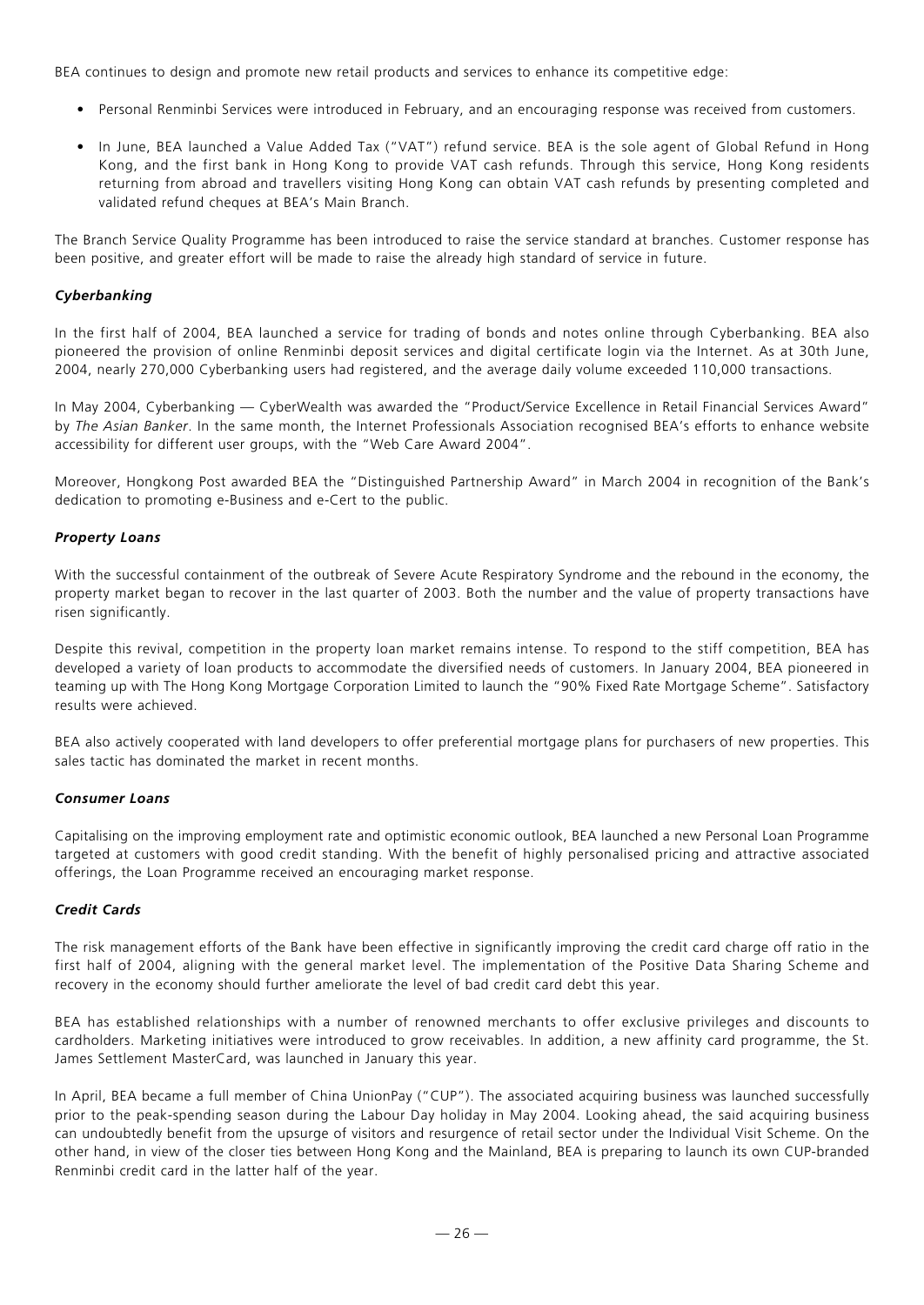BEA continues to design and promote new retail products and services to enhance its competitive edge:

- Personal Renminbi Services were introduced in February, and an encouraging response was received from customers.
- In June, BEA launched a Value Added Tax ("VAT") refund service. BEA is the sole agent of Global Refund in Hong Kong, and the first bank in Hong Kong to provide VAT cash refunds. Through this service, Hong Kong residents returning from abroad and travellers visiting Hong Kong can obtain VAT cash refunds by presenting completed and validated refund cheques at BEA's Main Branch.

The Branch Service Quality Programme has been introduced to raise the service standard at branches. Customer response has been positive, and greater effort will be made to raise the already high standard of service in future.

### *Cyberbanking*

In the first half of 2004, BEA launched a service for trading of bonds and notes online through Cyberbanking. BEA also pioneered the provision of online Renminbi deposit services and digital certificate login via the Internet. As at 30th June, 2004, nearly 270,000 Cyberbanking users had registered, and the average daily volume exceeded 110,000 transactions.

In May 2004, Cyberbanking — CyberWealth was awarded the "Product/Service Excellence in Retail Financial Services Award" by *The Asian Banker*. In the same month, the Internet Professionals Association recognised BEA's efforts to enhance website accessibility for different user groups, with the "Web Care Award 2004".

Moreover, Hongkong Post awarded BEA the "Distinguished Partnership Award" in March 2004 in recognition of the Bank's dedication to promoting e-Business and e-Cert to the public.

### *Property Loans*

With the successful containment of the outbreak of Severe Acute Respiratory Syndrome and the rebound in the economy, the property market began to recover in the last quarter of 2003. Both the number and the value of property transactions have risen significantly.

Despite this revival, competition in the property loan market remains intense. To respond to the stiff competition, BEA has developed a variety of loan products to accommodate the diversified needs of customers. In January 2004, BEA pioneered in teaming up with The Hong Kong Mortgage Corporation Limited to launch the "90% Fixed Rate Mortgage Scheme". Satisfactory results were achieved.

BEA also actively cooperated with land developers to offer preferential mortgage plans for purchasers of new properties. This sales tactic has dominated the market in recent months.

### *Consumer Loans*

Capitalising on the improving employment rate and optimistic economic outlook, BEA launched a new Personal Loan Programme targeted at customers with good credit standing. With the benefit of highly personalised pricing and attractive associated offerings, the Loan Programme received an encouraging market response.

### *Credit Cards*

The risk management efforts of the Bank have been effective in significantly improving the credit card charge off ratio in the first half of 2004, aligning with the general market level. The implementation of the Positive Data Sharing Scheme and recovery in the economy should further ameliorate the level of bad credit card debt this year.

BEA has established relationships with a number of renowned merchants to offer exclusive privileges and discounts to cardholders. Marketing initiatives were introduced to grow receivables. In addition, a new affinity card programme, the St. James Settlement MasterCard, was launched in January this year.

In April, BEA became a full member of China UnionPay ("CUP"). The associated acquiring business was launched successfully prior to the peak-spending season during the Labour Day holiday in May 2004. Looking ahead, the said acquiring business can undoubtedly benefit from the upsurge of visitors and resurgence of retail sector under the Individual Visit Scheme. On the other hand, in view of the closer ties between Hong Kong and the Mainland, BEA is preparing to launch its own CUP-branded Renminbi credit card in the latter half of the year.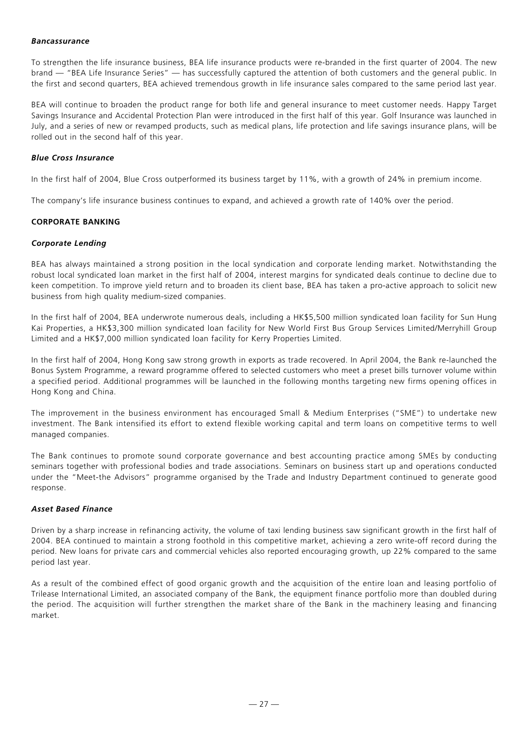### *Bancassurance*

To strengthen the life insurance business, BEA life insurance products were re-branded in the first quarter of 2004. The new brand — "BEA Life Insurance Series" — has successfully captured the attention of both customers and the general public. In the first and second quarters, BEA achieved tremendous growth in life insurance sales compared to the same period last year.

BEA will continue to broaden the product range for both life and general insurance to meet customer needs. Happy Target Savings Insurance and Accidental Protection Plan were introduced in the first half of this year. Golf Insurance was launched in July, and a series of new or revamped products, such as medical plans, life protection and life savings insurance plans, will be rolled out in the second half of this year.

### *Blue Cross Insurance*

In the first half of 2004, Blue Cross outperformed its business target by 11%, with a growth of 24% in premium income.

The company's life insurance business continues to expand, and achieved a growth rate of 140% over the period.

## CORPORATE BANKING

### *Corporate Lending*

BEA has always maintained a strong position in the local syndication and corporate lending market. Notwithstanding the robust local syndicated loan market in the first half of 2004, interest margins for syndicated deals continue to decline due to keen competition. To improve yield return and to broaden its client base, BEA has taken a pro-active approach to solicit new business from high quality medium-sized companies.

In the first half of 2004, BEA underwrote numerous deals, including a HK$5,500 million syndicated loan facility for Sun Hung Kai Properties, a HK$3,300 million syndicated loan facility for New World First Bus Group Services Limited/Merryhill Group Limited and a HK$7,000 million syndicated loan facility for Kerry Properties Limited.

In the first half of 2004, Hong Kong saw strong growth in exports as trade recovered. In April 2004, the Bank re-launched the Bonus System Programme, a reward programme offered to selected customers who meet a preset bills turnover volume within a specified period. Additional programmes will be launched in the following months targeting new firms opening offices in Hong Kong and China.

The improvement in the business environment has encouraged Small & Medium Enterprises ("SME") to undertake new investment. The Bank intensified its effort to extend flexible working capital and term loans on competitive terms to well managed companies.

The Bank continues to promote sound corporate governance and best accounting practice among SMEs by conducting seminars together with professional bodies and trade associations. Seminars on business start up and operations conducted under the "Meet-the Advisors" programme organised by the Trade and Industry Department continued to generate good response.

### *Asset Based Finance*

Driven by a sharp increase in refinancing activity, the volume of taxi lending business saw significant growth in the first half of 2004. BEA continued to maintain a strong foothold in this competitive market, achieving a zero write-off record during the period. New loans for private cars and commercial vehicles also reported encouraging growth, up 22% compared to the same period last year.

As a result of the combined effect of good organic growth and the acquisition of the entire loan and leasing portfolio of Trilease International Limited, an associated company of the Bank, the equipment finance portfolio more than doubled during the period. The acquisition will further strengthen the market share of the Bank in the machinery leasing and financing market.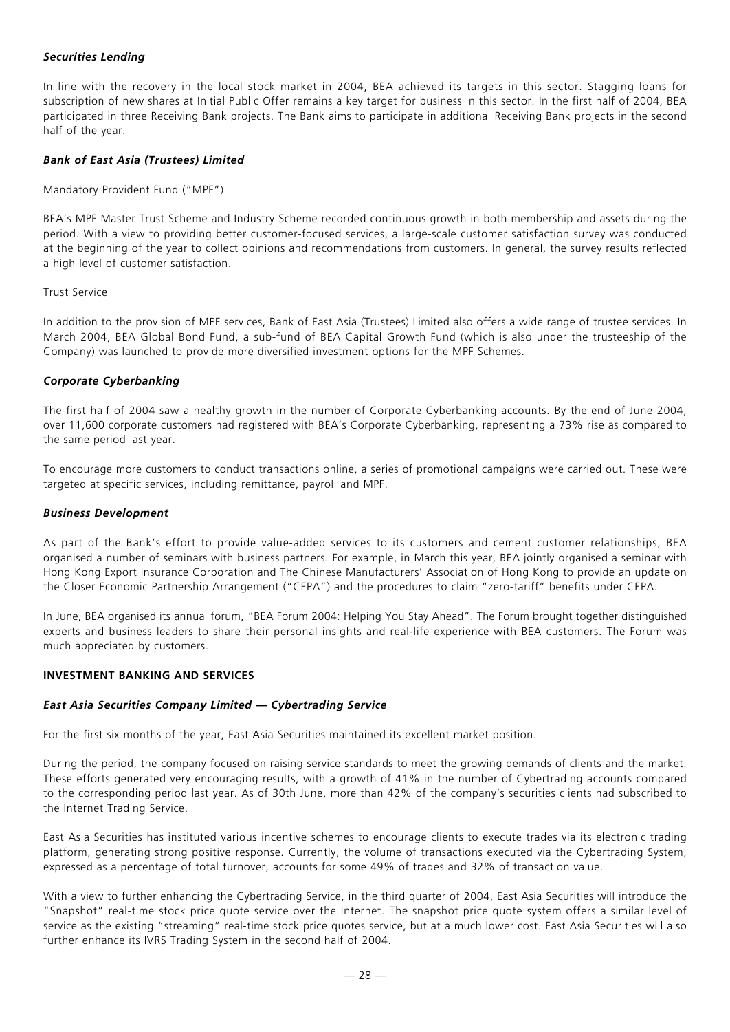### *Securities Lending*

In line with the recovery in the local stock market in 2004, BEA achieved its targets in this sector. Stagging loans for subscription of new shares at Initial Public Offer remains a key target for business in this sector. In the first half of 2004, BEA participated in three Receiving Bank projects. The Bank aims to participate in additional Receiving Bank projects in the second half of the year.

### *Bank of East Asia (Trustees) Limited*

Mandatory Provident Fund ("MPF")

BEA's MPF Master Trust Scheme and Industry Scheme recorded continuous growth in both membership and assets during the period. With a view to providing better customer-focused services, a large-scale customer satisfaction survey was conducted at the beginning of the year to collect opinions and recommendations from customers. In general, the survey results reflected a high level of customer satisfaction.

Trust Service

In addition to the provision of MPF services, Bank of East Asia (Trustees) Limited also offers a wide range of trustee services. In March 2004, BEA Global Bond Fund, a sub-fund of BEA Capital Growth Fund (which is also under the trusteeship of the Company) was launched to provide more diversified investment options for the MPF Schemes.

### *Corporate Cyberbanking*

The first half of 2004 saw a healthy growth in the number of Corporate Cyberbanking accounts. By the end of June 2004, over 11,600 corporate customers had registered with BEA's Corporate Cyberbanking, representing a 73% rise as compared to the same period last year.

To encourage more customers to conduct transactions online, a series of promotional campaigns were carried out. These were targeted at specific services, including remittance, payroll and MPF.

### *Business Development*

As part of the Bank's effort to provide value-added services to its customers and cement customer relationships, BEA organised a number of seminars with business partners. For example, in March this year, BEA jointly organised a seminar with Hong Kong Export Insurance Corporation and The Chinese Manufacturers' Association of Hong Kong to provide an update on the Closer Economic Partnership Arrangement ("CEPA") and the procedures to claim "zero-tariff" benefits under CEPA.

In June, BEA organised its annual forum, "BEA Forum 2004: Helping You Stay Ahead". The Forum brought together distinguished experts and business leaders to share their personal insights and real-life experience with BEA customers. The Forum was much appreciated by customers.

## INVESTMENT BANKING AND SERVICES

### *East Asia Securities Company Limited — Cybertrading Service*

For the first six months of the year, East Asia Securities maintained its excellent market position.

During the period, the company focused on raising service standards to meet the growing demands of clients and the market. These efforts generated very encouraging results, with a growth of 41% in the number of Cybertrading accounts compared to the corresponding period last year. As of 30th June, more than 42% of the company's securities clients had subscribed to the Internet Trading Service.

East Asia Securities has instituted various incentive schemes to encourage clients to execute trades via its electronic trading platform, generating strong positive response. Currently, the volume of transactions executed via the Cybertrading System, expressed as a percentage of total turnover, accounts for some 49% of trades and 32% of transaction value.

With a view to further enhancing the Cybertrading Service, in the third quarter of 2004, East Asia Securities will introduce the "Snapshot" real-time stock price quote service over the Internet. The snapshot price quote system offers a similar level of service as the existing "streaming" real-time stock price quotes service, but at a much lower cost. East Asia Securities will also further enhance its IVRS Trading System in the second half of 2004.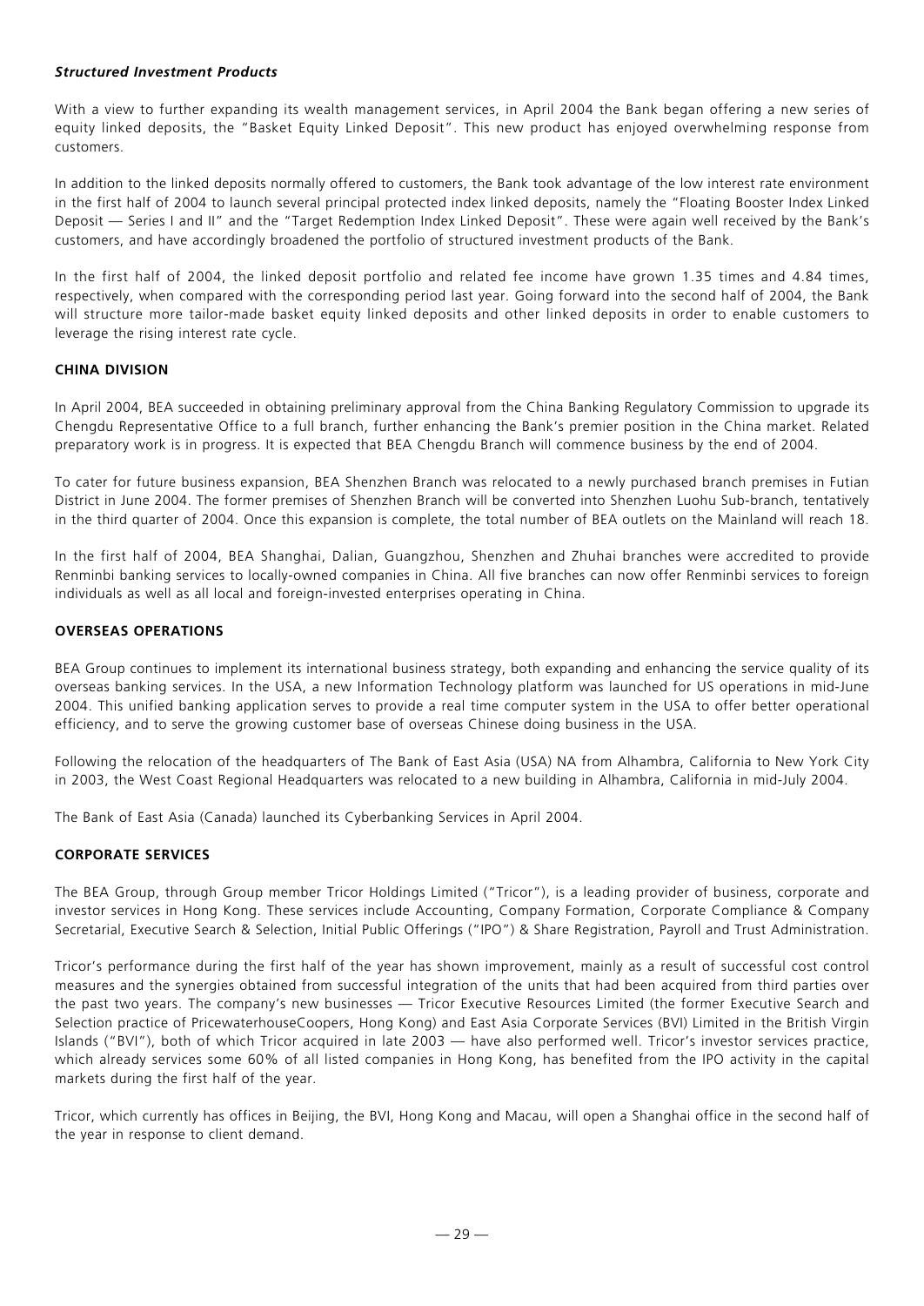### *Structured Investment Products*

With a view to further expanding its wealth management services, in April 2004 the Bank began offering a new series of equity linked deposits, the "Basket Equity Linked Deposit". This new product has enjoyed overwhelming response from customers.

In addition to the linked deposits normally offered to customers, the Bank took advantage of the low interest rate environment in the first half of 2004 to launch several principal protected index linked deposits, namely the "Floating Booster Index Linked Deposit — Series I and II" and the "Target Redemption Index Linked Deposit". These were again well received by the Bank's customers, and have accordingly broadened the portfolio of structured investment products of the Bank.

In the first half of 2004, the linked deposit portfolio and related fee income have grown 1.35 times and 4.84 times, respectively, when compared with the corresponding period last year. Going forward into the second half of 2004, the Bank will structure more tailor-made basket equity linked deposits and other linked deposits in order to enable customers to leverage the rising interest rate cycle.

## CHINA DIVISION

In April 2004, BEA succeeded in obtaining preliminary approval from the China Banking Regulatory Commission to upgrade its Chengdu Representative Office to a full branch, further enhancing the Bank's premier position in the China market. Related preparatory work is in progress. It is expected that BEA Chengdu Branch will commence business by the end of 2004.

To cater for future business expansion, BEA Shenzhen Branch was relocated to a newly purchased branch premises in Futian District in June 2004. The former premises of Shenzhen Branch will be converted into Shenzhen Luohu Sub-branch, tentatively in the third quarter of 2004. Once this expansion is complete, the total number of BEA outlets on the Mainland will reach 18.

In the first half of 2004, BEA Shanghai, Dalian, Guangzhou, Shenzhen and Zhuhai branches were accredited to provide Renminbi banking services to locally-owned companies in China. All five branches can now offer Renminbi services to foreign individuals as well as all local and foreign-invested enterprises operating in China.

## OVERSEAS OPERATIONS

BEA Group continues to implement its international business strategy, both expanding and enhancing the service quality of its overseas banking services. In the USA, a new Information Technology platform was launched for US operations in mid-June 2004. This unified banking application serves to provide a real time computer system in the USA to offer better operational efficiency, and to serve the growing customer base of overseas Chinese doing business in the USA.

Following the relocation of the headquarters of The Bank of East Asia (USA) NA from Alhambra, California to New York City in 2003, the West Coast Regional Headquarters was relocated to a new building in Alhambra, California in mid-July 2004.

The Bank of East Asia (Canada) launched its Cyberbanking Services in April 2004.

## CORPORATE SERVICES

The BEA Group, through Group member Tricor Holdings Limited ("Tricor"), is a leading provider of business, corporate and investor services in Hong Kong. These services include Accounting, Company Formation, Corporate Compliance & Company Secretarial, Executive Search & Selection, Initial Public Offerings ("IPO") & Share Registration, Payroll and Trust Administration.

Tricor's performance during the first half of the year has shown improvement, mainly as a result of successful cost control measures and the synergies obtained from successful integration of the units that had been acquired from third parties over the past two years. The company's new businesses — Tricor Executive Resources Limited (the former Executive Search and Selection practice of PricewaterhouseCoopers, Hong Kong) and East Asia Corporate Services (BVI) Limited in the British Virgin Islands ("BVI"), both of which Tricor acquired in late 2003 — have also performed well. Tricor's investor services practice, which already services some 60% of all listed companies in Hong Kong, has benefited from the IPO activity in the capital markets during the first half of the year.

Tricor, which currently has offices in Beijing, the BVI, Hong Kong and Macau, will open a Shanghai office in the second half of the year in response to client demand.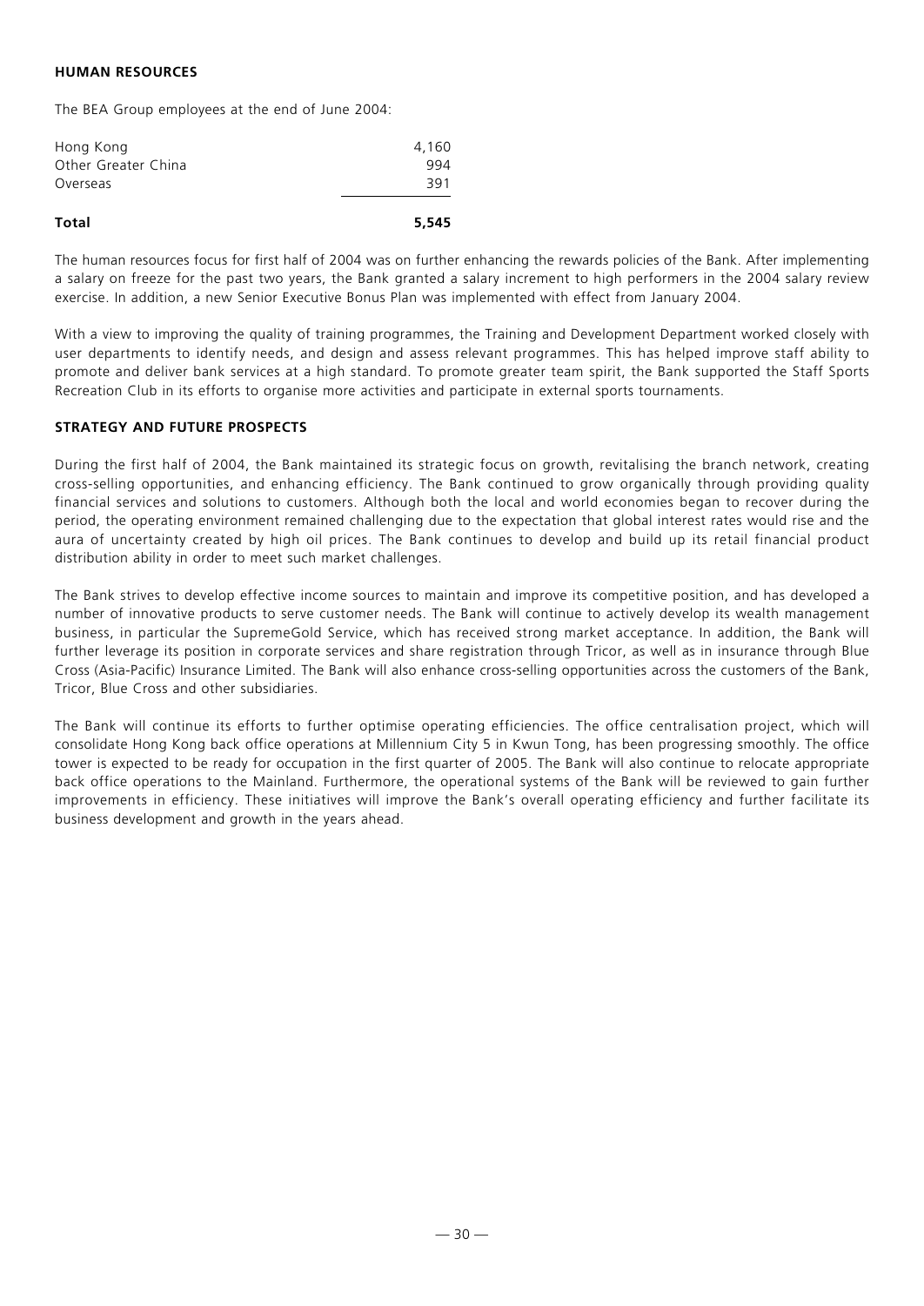## HUMAN RESOURCES

The BEA Group employees at the end of June 2004:

| | |
|---|---|
| Hong Kong | 4,160 |
| Other Greater China | 994 |
| Overseas | 391 |
| **Total** | **5,545** |

The human resources focus for first half of 2004 was on further enhancing the rewards policies of the Bank. After implementing a salary on freeze for the past two years, the Bank granted a salary increment to high performers in the 2004 salary review exercise. In addition, a new Senior Executive Bonus Plan was implemented with effect from January 2004.

With a view to improving the quality of training programmes, the Training and Development Department worked closely with user departments to identify needs, and design and assess relevant programmes. This has helped improve staff ability to promote and deliver bank services at a high standard. To promote greater team spirit, the Bank supported the Staff Sports Recreation Club in its efforts to organise more activities and participate in external sports tournaments.

## STRATEGY AND FUTURE PROSPECTS

During the first half of 2004, the Bank maintained its strategic focus on growth, revitalising the branch network, creating cross-selling opportunities, and enhancing efficiency. The Bank continued to grow organically through providing quality financial services and solutions to customers. Although both the local and world economies began to recover during the period, the operating environment remained challenging due to the expectation that global interest rates would rise and the aura of uncertainty created by high oil prices. The Bank continues to develop and build up its retail financial product distribution ability in order to meet such market challenges.

The Bank strives to develop effective income sources to maintain and improve its competitive position, and has developed a number of innovative products to serve customer needs. The Bank will continue to actively develop its wealth management business, in particular the SupremeGold Service, which has received strong market acceptance. In addition, the Bank will further leverage its position in corporate services and share registration through Tricor, as well as in insurance through Blue Cross (Asia-Pacific) Insurance Limited. The Bank will also enhance cross-selling opportunities across the customers of the Bank, Tricor, Blue Cross and other subsidiaries.

The Bank will continue its efforts to further optimise operating efficiencies. The office centralisation project, which will consolidate Hong Kong back office operations at Millennium City 5 in Kwun Tong, has been progressing smoothly. The office tower is expected to be ready for occupation in the first quarter of 2005. The Bank will also continue to relocate appropriate back office operations to the Mainland. Furthermore, the operational systems of the Bank will be reviewed to gain further improvements in efficiency. These initiatives will improve the Bank's overall operating efficiency and further facilitate its business development and growth in the years ahead.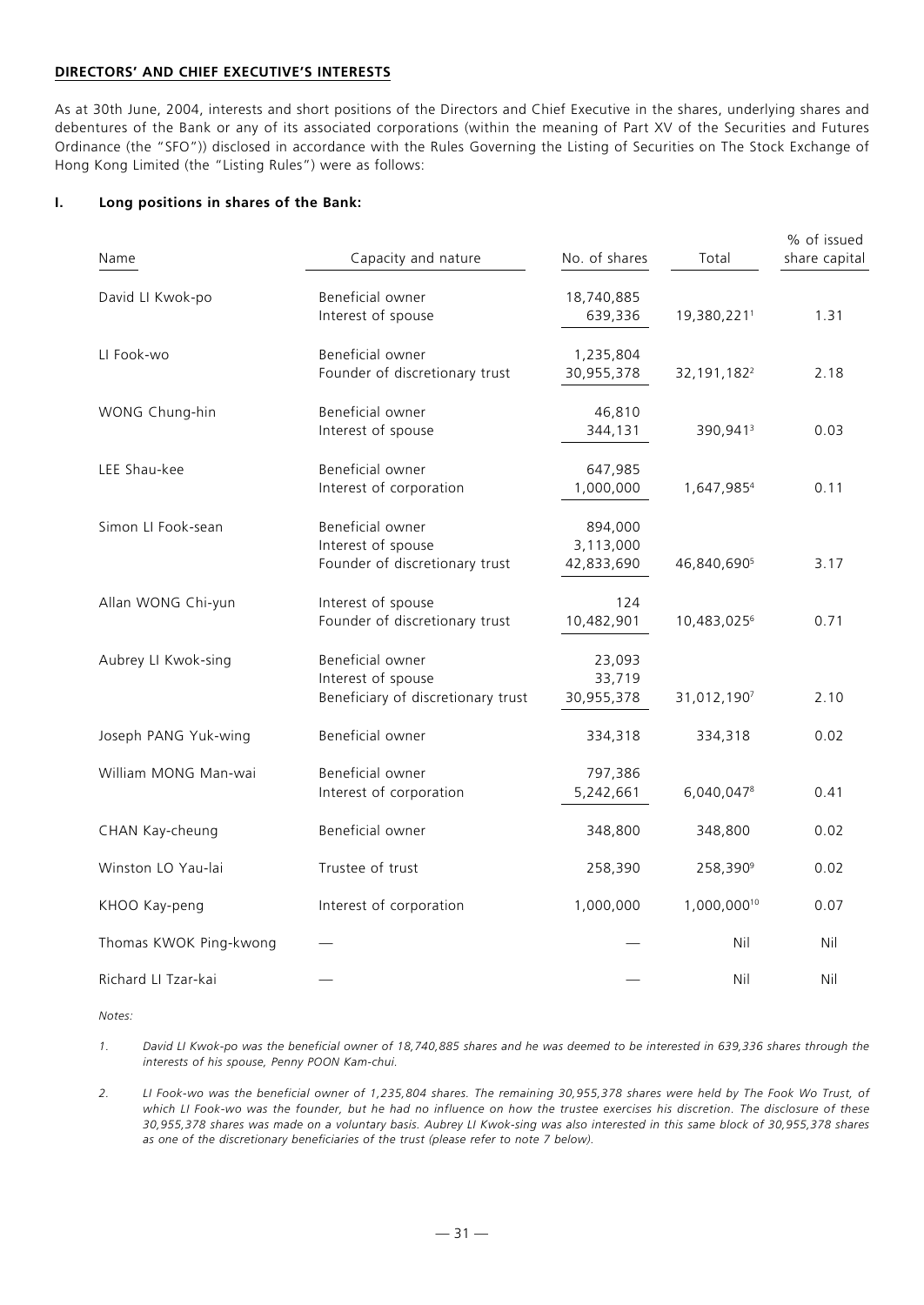**DIRECTORS' AND CHIEF EXECUTIVE'S INTERESTS**

As at 30th June, 2004, interests and short positions of the Directors and Chief Executive in the shares, underlying shares and debentures of the Bank or any of its associated corporations (within the meaning of Part XV of the Securities and Futures Ordinance (the "SFO")) disclosed in accordance with the Rules Governing the Listing of Securities on The Stock Exchange of Hong Kong Limited (the "Listing Rules") were as follows:

**I. Long positions in shares of the Bank:**

| Name | Capacity and nature | No. of shares | Total | % of issued share capital |
|---|---|---|---|---|
| David LI Kwok-po | Beneficial owner | 18,740,885 | | |
| | Interest of spouse | 639,336 | 19,380,221[1] | 1.31 |
| LI Fook-wo | Beneficial owner | 1,235,804 | | |
| | Founder of discretionary trust | 30,955,378 | 32,191,182[2] | 2.18 |
| WONG Chung-hin | Beneficial owner | 46,810 | | |
| | Interest of spouse | 344,131 | 390,941[3] | 0.03 |
| LEE Shau-kee | Beneficial owner | 647,985 | | |
| | Interest of corporation | 1,000,000 | 1,647,985[4] | 0.11 |
| Simon LI Fook-sean | Beneficial owner | 894,000 | | |
| | Interest of spouse | 3,113,000 | | |
| | Founder of discretionary trust | 42,833,690 | 46,840,690[5] | 3.17 |
| Allan WONG Chi-yun | Interest of spouse | 124 | | |
| | Founder of discretionary trust | 10,482,901 | 10,483,025[6] | 0.71 |
| Aubrey LI Kwok-sing | Beneficial owner | 23,093 | | |
| | Interest of spouse | 33,719 | | |
| | Beneficiary of discretionary trust | 30,955,378 | 31,012,190[7] | 2.10 |
| Joseph PANG Yuk-wing | Beneficial owner | 334,318 | 334,318 | 0.02 |
| William MONG Man-wai | Beneficial owner | 797,386 | | |
| | Interest of corporation | 5,242,661 | 6,040,047[8] | 0.41 |
| CHAN Kay-cheung | Beneficial owner | 348,800 | 348,800 | 0.02 |
| Winston LO Yau-lai | Trustee of trust | 258,390 | 258,390[9] | 0.02 |
| KHOO Kay-peng | Interest of corporation | 1,000,000 | 1,000,000[10] | 0.07 |
| Thomas KWOK Ping-kwong | — | — | Nil | Nil |
| Richard LI Tzar-kai | — | — | Nil | Nil |

*Notes:*

1. *David LI Kwok-po was the beneficial owner of 18,740,885 shares and he was deemed to be interested in 639,336 shares through the interests of his spouse, Penny POON Kam-chui.*

2. *LI Fook-wo was the beneficial owner of 1,235,804 shares. The remaining 30,955,378 shares were held by The Fook Wo Trust, of which LI Fook-wo was the founder, but he had no influence on how the trustee exercises his discretion. The disclosure of these 30,955,378 shares was made on a voluntary basis. Aubrey LI Kwok-sing was also interested in this same block of 30,955,378 shares as one of the discretionary beneficiaries of the trust (please refer to note 7 below).*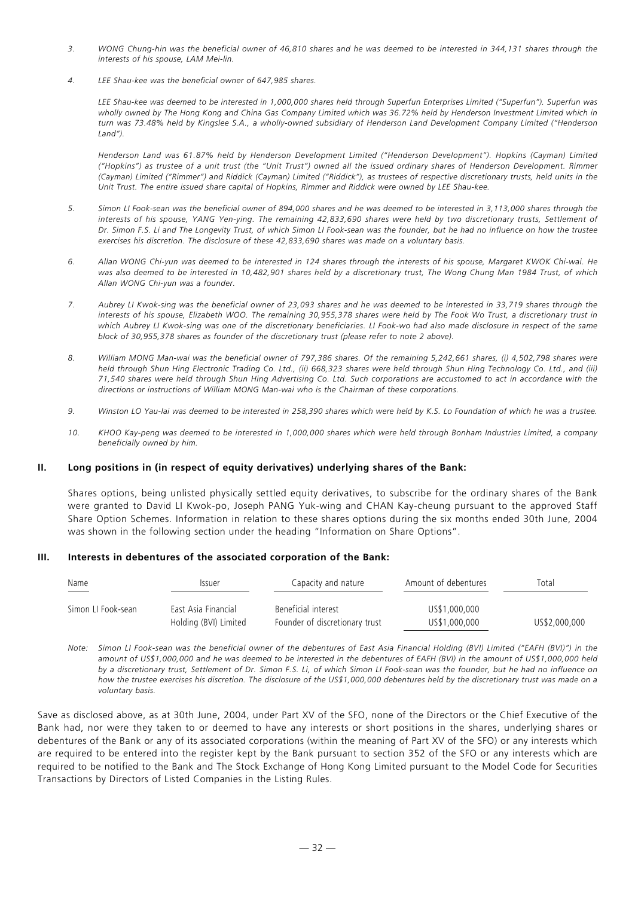3. *WONG Chung-hin was the beneficial owner of 46,810 shares and he was deemed to be interested in 344,131 shares through the interests of his spouse, LAM Mei-lin.*

4. *LEE Shau-kee was the beneficial owner of 647,985 shares.*

   *LEE Shau-kee was deemed to be interested in 1,000,000 shares held through Superfun Enterprises Limited ("Superfun"). Superfun was wholly owned by The Hong Kong and China Gas Company Limited which was 36.72% held by Henderson Investment Limited which in turn was 73.48% held by Kingslee S.A., a wholly-owned subsidiary of Henderson Land Development Company Limited ("Henderson Land").*

   *Henderson Land was 61.87% held by Henderson Development Limited ("Henderson Development"). Hopkins (Cayman) Limited ("Hopkins") as trustee of a unit trust (the "Unit Trust") owned all the issued ordinary shares of Henderson Development. Rimmer (Cayman) Limited ("Rimmer") and Riddick (Cayman) Limited ("Riddick"), as trustees of respective discretionary trusts, held units in the Unit Trust. The entire issued share capital of Hopkins, Rimmer and Riddick were owned by LEE Shau-kee.*

5. *Simon LI Fook-sean was the beneficial owner of 894,000 shares and he was deemed to be interested in 3,113,000 shares through the interests of his spouse, YANG Yen-ying. The remaining 42,833,690 shares were held by two discretionary trusts, Settlement of Dr. Simon F.S. Li and The Longevity Trust, of which Simon LI Fook-sean was the founder, but he had no influence on how the trustee exercises his discretion. The disclosure of these 42,833,690 shares was made on a voluntary basis.*

6. *Allan WONG Chi-yun was deemed to be interested in 124 shares through the interests of his spouse, Margaret KWOK Chi-wai. He was also deemed to be interested in 10,482,901 shares held by a discretionary trust, The Wong Chung Man 1984 Trust, of which Allan WONG Chi-yun was a founder.*

7. *Aubrey LI Kwok-sing was the beneficial owner of 23,093 shares and he was deemed to be interested in 33,719 shares through the interests of his spouse, Elizabeth WOO. The remaining 30,955,378 shares were held by The Fook Wo Trust, a discretionary trust in which Aubrey LI Kwok-sing was one of the discretionary beneficiaries. LI Fook-wo had also made disclosure in respect of the same block of 30,955,378 shares as founder of the discretionary trust (please refer to note 2 above).*

8. *William MONG Man-wai was the beneficial owner of 797,386 shares. Of the remaining 5,242,661 shares, (i) 4,502,798 shares were held through Shun Hing Electronic Trading Co. Ltd., (ii) 668,323 shares were held through Shun Hing Technology Co. Ltd., and (iii) 71,540 shares were held through Shun Hing Advertising Co. Ltd. Such corporations are accustomed to act in accordance with the directions or instructions of William MONG Man-wai who is the Chairman of these corporations.*

9. *Winston LO Yau-lai was deemed to be interested in 258,390 shares which were held by K.S. Lo Foundation of which he was a trustee.*

10. *KHOO Kay-peng was deemed to be interested in 1,000,000 shares which were held through Bonham Industries Limited, a company beneficially owned by him.*

## II. Long positions in (in respect of equity derivatives) underlying shares of the Bank:

Shares options, being unlisted physically settled equity derivatives, to subscribe for the ordinary shares of the Bank were granted to David LI Kwok-po, Joseph PANG Yuk-wing and CHAN Kay-cheung pursuant to the approved Staff Share Option Schemes. Information in relation to these shares options during the six months ended 30th June, 2004 was shown in the following section under the heading "Information on Share Options".

## III. Interests in debentures of the associated corporation of the Bank:

| Name | Issuer | Capacity and nature | Amount of debentures | Total |
|---|---|---|---|---|
| Simon LI Fook-sean | East Asia Financial Holding (BVI) Limited | Beneficial interest | US$1,000,000 | |
| | | Founder of discretionary trust | US$1,000,000 | US$2,000,000 |

*Note: Simon LI Fook-sean was the beneficial owner of the debentures of East Asia Financial Holding (BVI) Limited ("EAFH (BVI)") in the amount of US$1,000,000 and he was deemed to be interested in the debentures of EAFH (BVI) in the amount of US$1,000,000 held by a discretionary trust, Settlement of Dr. Simon F.S. Li, of which Simon LI Fook-sean was the founder, but he had no influence on how the trustee exercises his discretion. The disclosure of the US$1,000,000 debentures held by the discretionary trust was made on a voluntary basis.*

Save as disclosed above, as at 30th June, 2004, under Part XV of the SFO, none of the Directors or the Chief Executive of the Bank had, nor were they taken to or deemed to have any interests or short positions in the shares, underlying shares or debentures of the Bank or any of its associated corporations (within the meaning of Part XV of the SFO) or any interests which are required to be entered into the register kept by the Bank pursuant to section 352 of the SFO or any interests which are required to be notified to the Bank and The Stock Exchange of Hong Kong Limited pursuant to the Model Code for Securities Transactions by Directors of Listed Companies in the Listing Rules.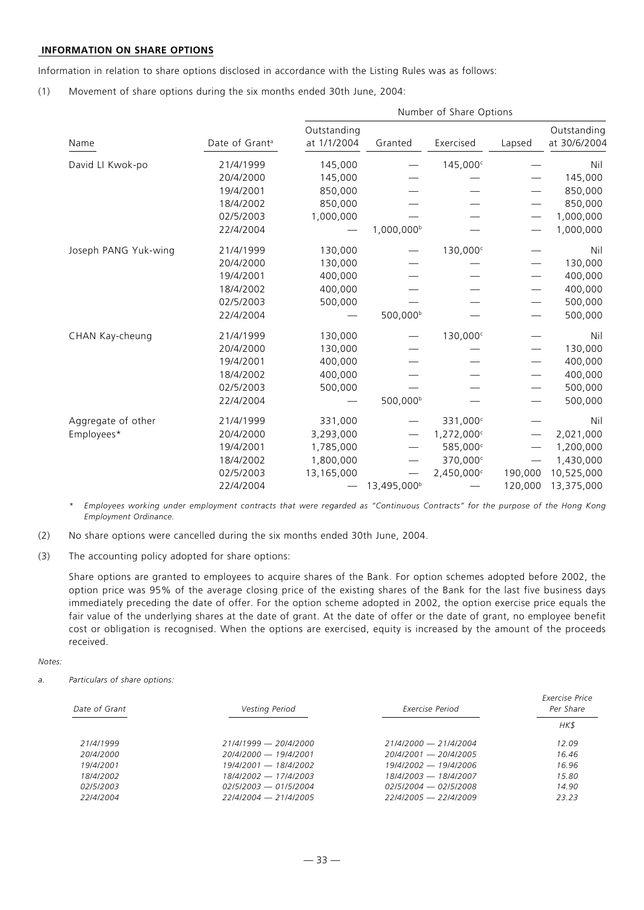## INFORMATION ON SHARE OPTIONS

Information in relation to share options disclosed in accordance with the Listing Rules was as follows:

(1) Movement of share options during the six months ended 30th June, 2004:

| Name | Date of Grant[a] | Number of Share Options | | | | |
|---|---|---|---|---|---|---|
| | | Outstanding at 1/1/2004 | Granted | Exercised | Lapsed | Outstanding at 30/6/2004 |
| David LI Kwok-po | 21/4/1999 | 145,000 | — | 145,000[c] | — | Nil |
| | 20/4/2000 | 145,000 | — | — | — | 145,000 |
| | 19/4/2001 | 850,000 | — | — | — | 850,000 |
| | 18/4/2002 | 850,000 | — | — | — | 850,000 |
| | 02/5/2003 | 1,000,000 | — | — | — | 1,000,000 |
| | 22/4/2004 | — | 1,000,000[b] | — | — | 1,000,000 |
| Joseph PANG Yuk-wing | 21/4/1999 | 130,000 | — | 130,000[c] | — | Nil |
| | 20/4/2000 | 130,000 | — | — | — | 130,000 |
| | 19/4/2001 | 400,000 | — | — | — | 400,000 |
| | 18/4/2002 | 400,000 | — | — | — | 400,000 |
| | 02/5/2003 | 500,000 | — | — | — | 500,000 |
| | 22/4/2004 | — | 500,000[b] | — | — | 500,000 |
| CHAN Kay-cheung | 21/4/1999 | 130,000 | — | 130,000[c] | — | Nil |
| | 20/4/2000 | 130,000 | — | — | — | 130,000 |
| | 19/4/2001 | 400,000 | — | — | — | 400,000 |
| | 18/4/2002 | 400,000 | — | — | — | 400,000 |
| | 02/5/2003 | 500,000 | — | — | — | 500,000 |
| | 22/4/2004 | — | 500,000[b] | — | — | 500,000 |
| Aggregate of other Employees* | 21/4/1999 | 331,000 | — | 331,000[c] | — | Nil |
| | 20/4/2000 | 3,293,000 | — | 1,272,000[c] | — | 2,021,000 |
| | 19/4/2001 | 1,785,000 | — | 585,000[c] | — | 1,200,000 |
| | 18/4/2002 | 1,800,000 | — | 370,000[c] | — | 1,430,000 |
| | 02/5/2003 | 13,165,000 | — | 2,450,000[c] | 190,000 | 10,525,000 |
| | 22/4/2004 | — | 13,495,000[b] | — | 120,000 | 13,375,000 |

\* *Employees working under employment contracts that were regarded as "Continuous Contracts" for the purpose of the Hong Kong Employment Ordinance.*

(2) No share options were cancelled during the six months ended 30th June, 2004.

(3) The accounting policy adopted for share options:

Share options are granted to employees to acquire shares of the Bank. For option schemes adopted before 2002, the option price was 95% of the average closing price of the existing shares of the Bank for the last five business days immediately preceding the date of offer. For the option scheme adopted in 2002, the option exercise price equals the fair value of the underlying shares at the date of grant. At the date of offer or the date of grant, no employee benefit cost or obligation is recognised. When the options are exercised, equity is increased by the amount of the proceeds received.

*Notes:*

a. *Particulars of share options:*

| *Date of Grant* | *Vesting Period* | *Exercise Period* | *Exercise Price Per Share* |
|---|---|---|---|
| | | | *HK$* |
| *21/4/1999* | *21/4/1999 — 20/4/2000* | *21/4/2000 — 21/4/2004* | *12.09* |
| *20/4/2000* | *20/4/2000 — 19/4/2001* | *20/4/2001 — 20/4/2005* | *16.46* |
| *19/4/2001* | *19/4/2001 — 18/4/2002* | *19/4/2002 — 19/4/2006* | *16.96* |
| *18/4/2002* | *18/4/2002 — 17/4/2003* | *18/4/2003 — 18/4/2007* | *15.80* |
| *02/5/2003* | *02/5/2003 — 01/5/2004* | *02/5/2004 — 02/5/2008* | *14.90* |
| *22/4/2004* | *22/4/2004 — 21/4/2005* | *22/4/2005 — 22/4/2009* | *23.23* |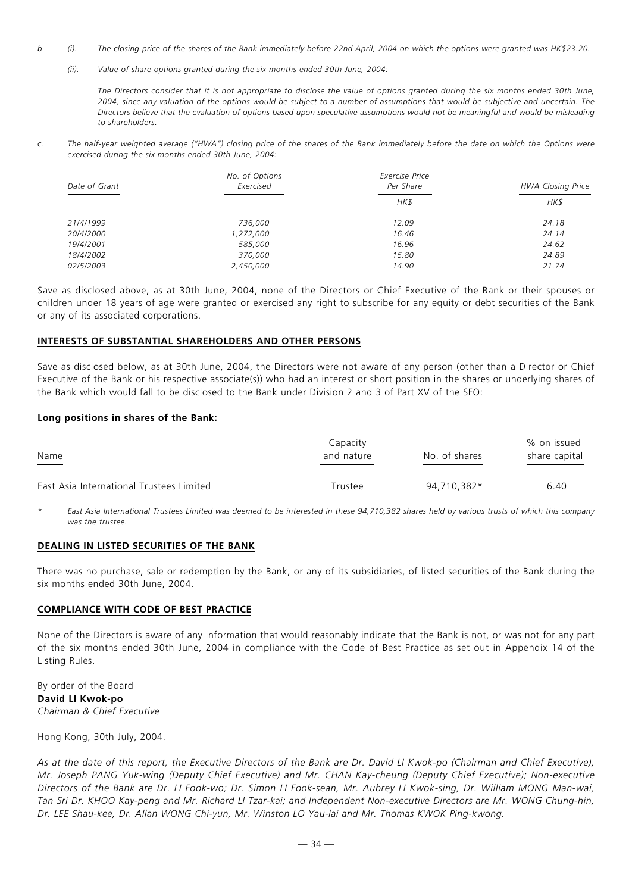b (i). *The closing price of the shares of the Bank immediately before 22nd April, 2004 on which the options were granted was HK$23.20.*

(ii). *Value of share options granted during the six months ended 30th June, 2004:*

*The Directors consider that it is not appropriate to disclose the value of options granted during the six months ended 30th June, 2004, since any valuation of the options would be subject to a number of assumptions that would be subjective and uncertain. The Directors believe that the evaluation of options based upon speculative assumptions would not be meaningful and would be misleading to shareholders.*

c. *The half-year weighted average ("HWA") closing price of the shares of the Bank immediately before the date on which the Options were exercised during the six months ended 30th June, 2004:*

| *Date of Grant* | *No. of Options Exercised* | *Exercise Price Per Share* | *HWA Closing Price* |
|---|---|---|---|
| | | *HK$* | *HK$* |
| *21/4/1999* | *736,000* | *12.09* | *24.18* |
| *20/4/2000* | *1,272,000* | *16.46* | *24.14* |
| *19/4/2001* | *585,000* | *16.96* | *24.62* |
| *18/4/2002* | *370,000* | *15.80* | *24.89* |
| *02/5/2003* | *2,450,000* | *14.90* | *21.74* |

Save as disclosed above, as at 30th June, 2004, none of the Directors or Chief Executive of the Bank or their spouses or children under 18 years of age were granted or exercised any right to subscribe for any equity or debt securities of the Bank or any of its associated corporations.

## INTERESTS OF SUBSTANTIAL SHAREHOLDERS AND OTHER PERSONS

Save as disclosed below, as at 30th June, 2004, the Directors were not aware of any person (other than a Director or Chief Executive of the Bank or his respective associate(s)) who had an interest or short position in the shares or underlying shares of the Bank which would fall to be disclosed to the Bank under Division 2 and 3 of Part XV of the SFO:

**Long positions in shares of the Bank:**

| Name | Capacity and nature | No. of shares | % on issued share capital |
|---|---|---|---|
| East Asia International Trustees Limited | Trustee | 94,710,382* | 6.40 |

\* *East Asia International Trustees Limited was deemed to be interested in these 94,710,382 shares held by various trusts of which this company was the trustee.*

## DEALING IN LISTED SECURITIES OF THE BANK

There was no purchase, sale or redemption by the Bank, or any of its subsidiaries, of listed securities of the Bank during the six months ended 30th June, 2004.

## COMPLIANCE WITH CODE OF BEST PRACTICE

None of the Directors is aware of any information that would reasonably indicate that the Bank is not, or was not for any part of the six months ended 30th June, 2004 in compliance with the Code of Best Practice as set out in Appendix 14 of the Listing Rules.

By order of the Board
**David LI Kwok-po**
*Chairman & Chief Executive*

Hong Kong, 30th July, 2004.

*As at the date of this report, the Executive Directors of the Bank are Dr. David LI Kwok-po (Chairman and Chief Executive), Mr. Joseph PANG Yuk-wing (Deputy Chief Executive) and Mr. CHAN Kay-cheung (Deputy Chief Executive); Non-executive Directors of the Bank are Dr. LI Fook-wo; Dr. Simon LI Fook-sean, Mr. Aubrey LI Kwok-sing, Dr. William MONG Man-wai, Tan Sri Dr. KHOO Kay-peng and Mr. Richard LI Tzar-kai; and Independent Non-executive Directors are Mr. WONG Chung-hin, Dr. LEE Shau-kee, Dr. Allan WONG Chi-yun, Mr. Winston LO Yau-lai and Mr. Thomas KWOK Ping-kwong.*